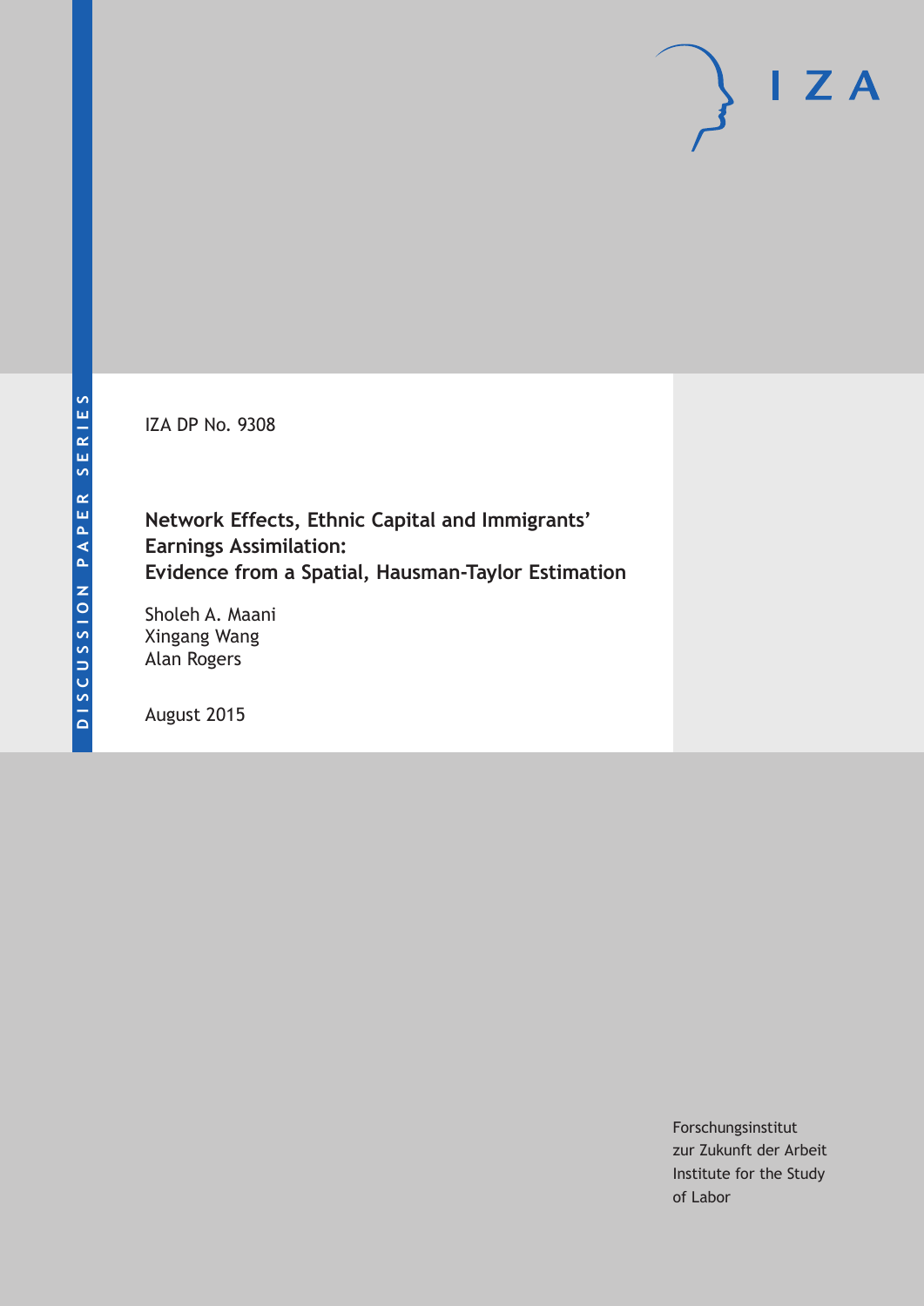DISCUSSION PAPER SERIES

IZA DP No. 9308

# Network Effects, Ethnic Capital and Immigrants' Earnings Assimilation: Evidence from a Spatial, Hausman-Taylor Estimation

Sholeh A. Maani
Xingang Wang
Alan Rogers

August 2015

Forschungsinstitut
zur Zukunft der Arbeit
Institute for the Study
of Labor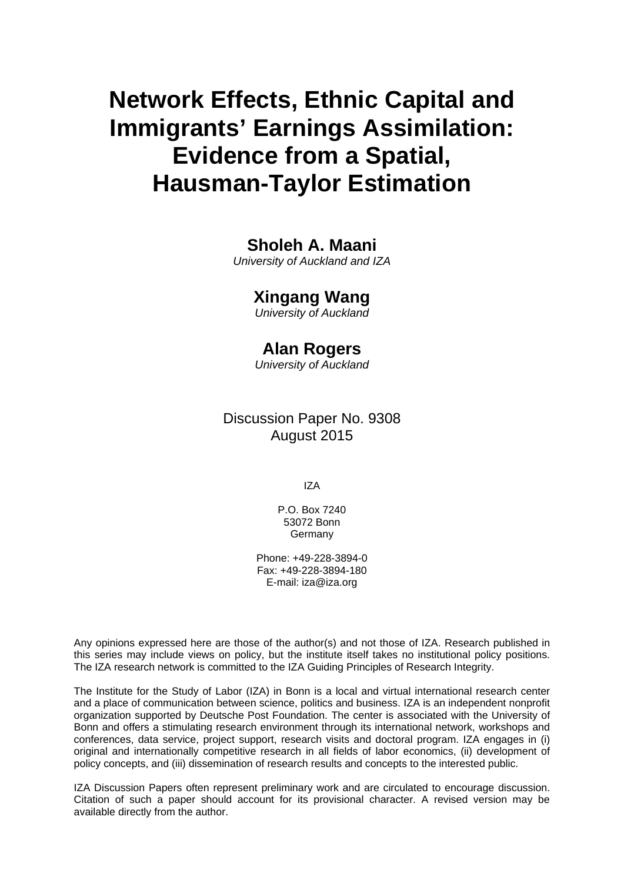# Network Effects, Ethnic Capital and Immigrants' Earnings Assimilation: Evidence from a Spatial, Hausman-Taylor Estimation

**Sholeh A. Maani**
*University of Auckland and IZA*

**Xingang Wang**
*University of Auckland*

**Alan Rogers**
*University of Auckland*

Discussion Paper No. 9308
August 2015

IZA

P.O. Box 7240
53072 Bonn
Germany

Phone: +49-228-3894-0
Fax: +49-228-3894-180
E-mail: iza@iza.org

Any opinions expressed here are those of the author(s) and not those of IZA. Research published in this series may include views on policy, but the institute itself takes no institutional policy positions. The IZA research network is committed to the IZA Guiding Principles of Research Integrity.

The Institute for the Study of Labor (IZA) in Bonn is a local and virtual international research center and a place of communication between science, politics and business. IZA is an independent nonprofit organization supported by Deutsche Post Foundation. The center is associated with the University of Bonn and offers a stimulating research environment through its international network, workshops and conferences, data service, project support, research visits and doctoral program. IZA engages in (i) original and internationally competitive research in all fields of labor economics, (ii) development of policy concepts, and (iii) dissemination of research results and concepts to the interested public.

IZA Discussion Papers often represent preliminary work and are circulated to encourage discussion. Citation of such a paper should account for its provisional character. A revised version may be available directly from the author.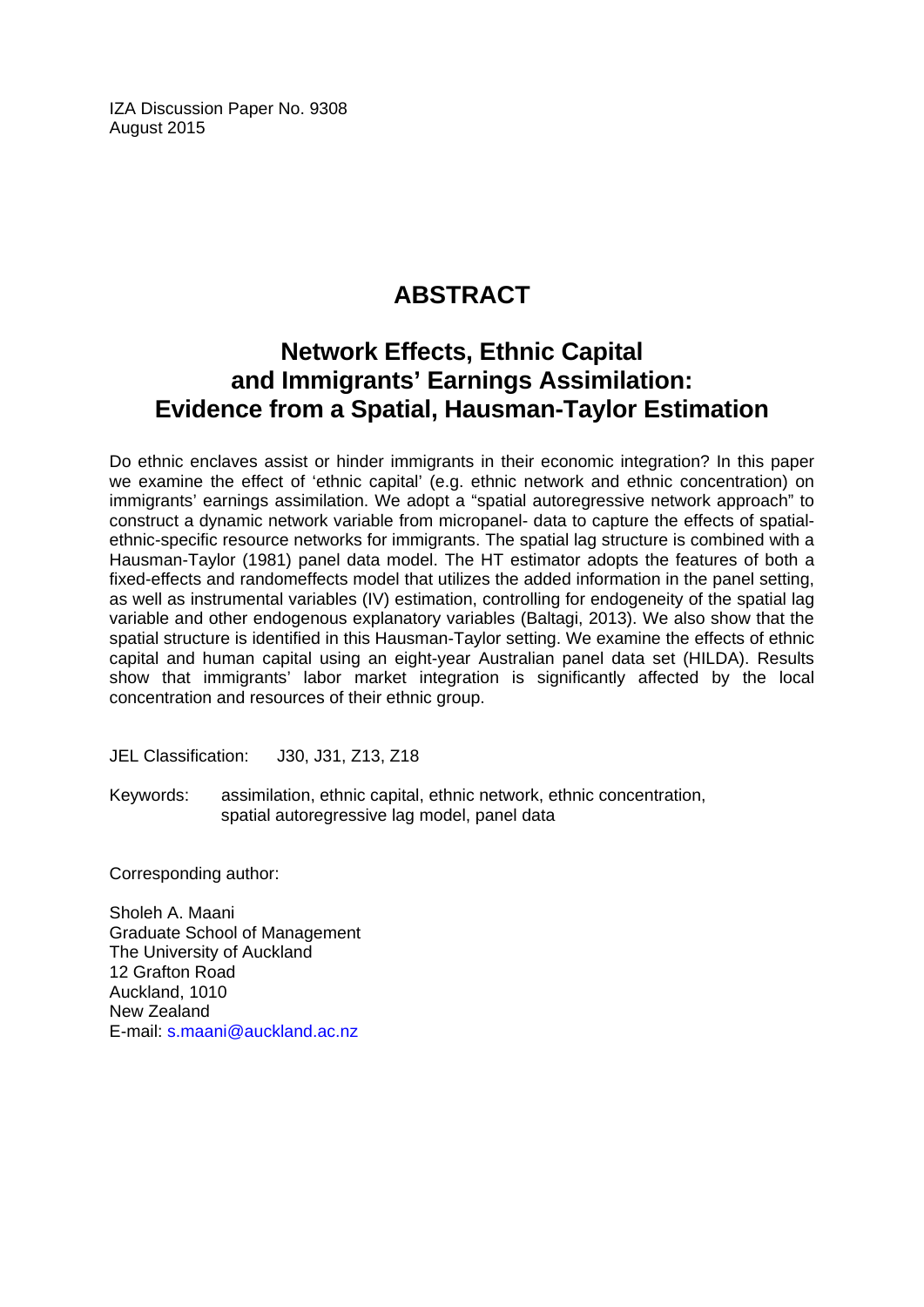IZA Discussion Paper No. 9308
August 2015

# ABSTRACT

## Network Effects, Ethnic Capital and Immigrants' Earnings Assimilation: Evidence from a Spatial, Hausman-Taylor Estimation

Do ethnic enclaves assist or hinder immigrants in their economic integration? In this paper we examine the effect of 'ethnic capital' (e.g. ethnic network and ethnic concentration) on immigrants' earnings assimilation. We adopt a "spatial autoregressive network approach" to construct a dynamic network variable from micropanel- data to capture the effects of spatial-ethnic-specific resource networks for immigrants. The spatial lag structure is combined with a Hausman-Taylor (1981) panel data model. The HT estimator adopts the features of both a fixed-effects and randomeffects model that utilizes the added information in the panel setting, as well as instrumental variables (IV) estimation, controlling for endogeneity of the spatial lag variable and other endogenous explanatory variables (Baltagi, 2013). We also show that the spatial structure is identified in this Hausman-Taylor setting. We examine the effects of ethnic capital and human capital using an eight-year Australian panel data set (HILDA). Results show that immigrants' labor market integration is significantly affected by the local concentration and resources of their ethnic group.

JEL Classification: J30, J31, Z13, Z18

Keywords: assimilation, ethnic capital, ethnic network, ethnic concentration, spatial autoregressive lag model, panel data

Corresponding author:

Sholeh A. Maani
Graduate School of Management
The University of Auckland
12 Grafton Road
Auckland, 1010
New Zealand
E-mail: s.maani@auckland.ac.nz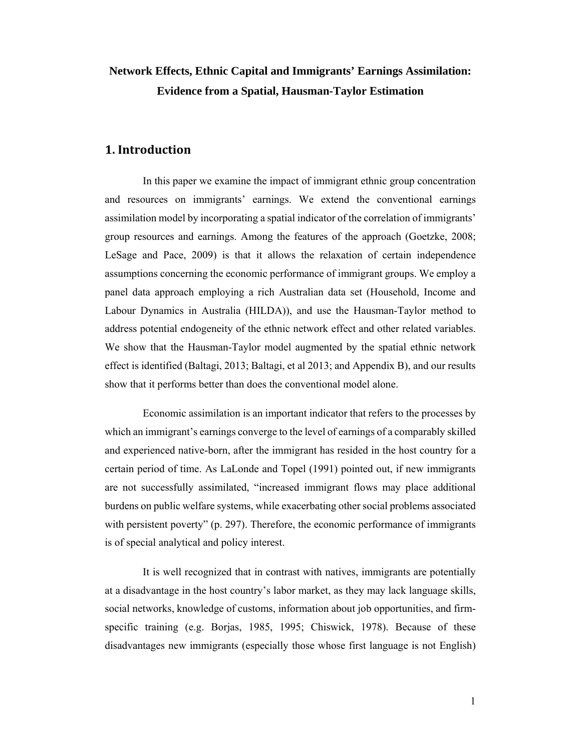**Network Effects, Ethnic Capital and Immigrants' Earnings Assimilation: Evidence from a Spatial, Hausman-Taylor Estimation**

## 1. Introduction

In this paper we examine the impact of immigrant ethnic group concentration and resources on immigrants' earnings. We extend the conventional earnings assimilation model by incorporating a spatial indicator of the correlation of immigrants' group resources and earnings. Among the features of the approach (Goetzke, 2008; LeSage and Pace, 2009) is that it allows the relaxation of certain independence assumptions concerning the economic performance of immigrant groups. We employ a panel data approach employing a rich Australian data set (Household, Income and Labour Dynamics in Australia (HILDA)), and use the Hausman-Taylor method to address potential endogeneity of the ethnic network effect and other related variables. We show that the Hausman-Taylor model augmented by the spatial ethnic network effect is identified (Baltagi, 2013; Baltagi, et al 2013; and Appendix B), and our results show that it performs better than does the conventional model alone.

Economic assimilation is an important indicator that refers to the processes by which an immigrant's earnings converge to the level of earnings of a comparably skilled and experienced native-born, after the immigrant has resided in the host country for a certain period of time. As LaLonde and Topel (1991) pointed out, if new immigrants are not successfully assimilated, "increased immigrant flows may place additional burdens on public welfare systems, while exacerbating other social problems associated with persistent poverty" (p. 297). Therefore, the economic performance of immigrants is of special analytical and policy interest.

It is well recognized that in contrast with natives, immigrants are potentially at a disadvantage in the host country's labor market, as they may lack language skills, social networks, knowledge of customs, information about job opportunities, and firm-specific training (e.g. Borjas, 1985, 1995; Chiswick, 1978). Because of these disadvantages new immigrants (especially those whose first language is not English)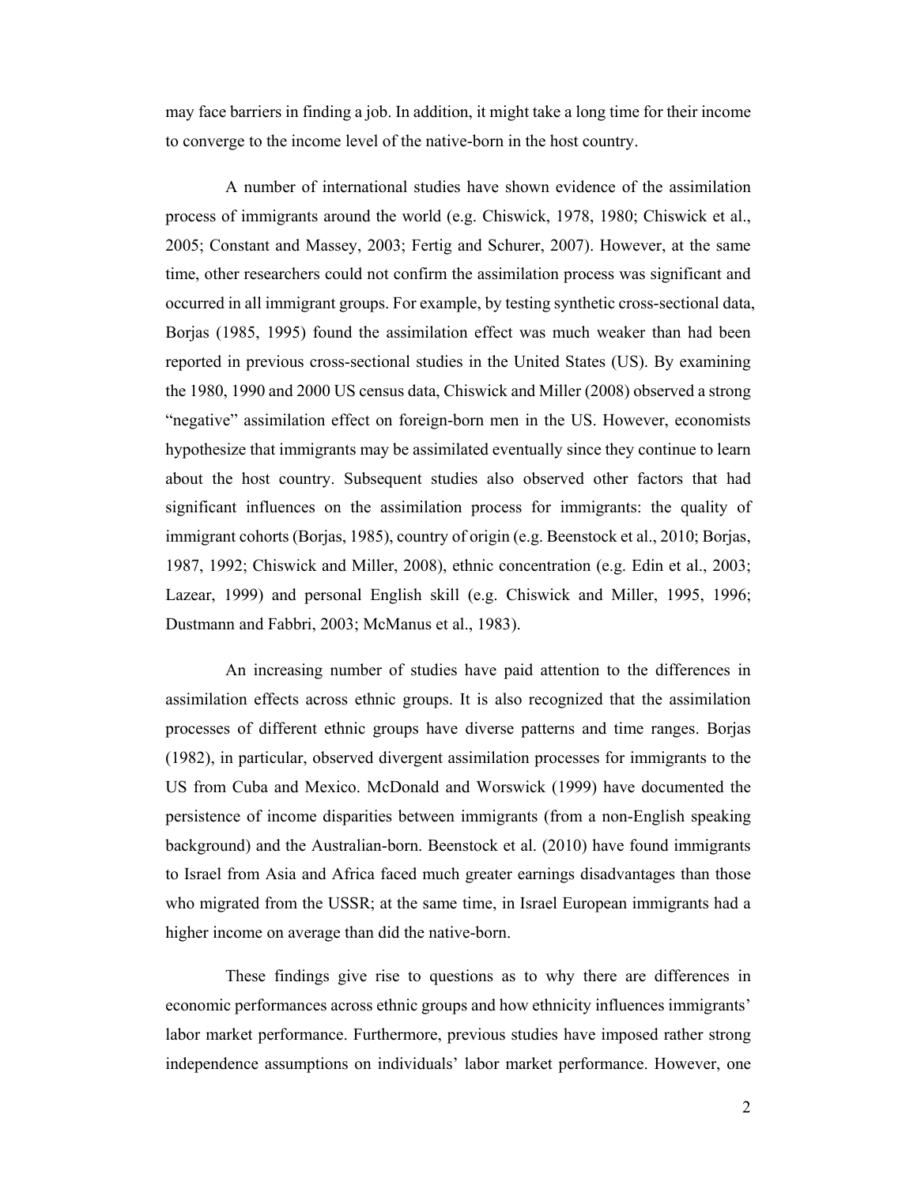may face barriers in finding a job. In addition, it might take a long time for their income to converge to the income level of the native-born in the host country.

A number of international studies have shown evidence of the assimilation process of immigrants around the world (e.g. Chiswick, 1978, 1980; Chiswick et al., 2005; Constant and Massey, 2003; Fertig and Schurer, 2007). However, at the same time, other researchers could not confirm the assimilation process was significant and occurred in all immigrant groups. For example, by testing synthetic cross-sectional data, Borjas (1985, 1995) found the assimilation effect was much weaker than had been reported in previous cross-sectional studies in the United States (US). By examining the 1980, 1990 and 2000 US census data, Chiswick and Miller (2008) observed a strong "negative" assimilation effect on foreign-born men in the US. However, economists hypothesize that immigrants may be assimilated eventually since they continue to learn about the host country. Subsequent studies also observed other factors that had significant influences on the assimilation process for immigrants: the quality of immigrant cohorts (Borjas, 1985), country of origin (e.g. Beenstock et al., 2010; Borjas, 1987, 1992; Chiswick and Miller, 2008), ethnic concentration (e.g. Edin et al., 2003; Lazear, 1999) and personal English skill (e.g. Chiswick and Miller, 1995, 1996; Dustmann and Fabbri, 2003; McManus et al., 1983).

An increasing number of studies have paid attention to the differences in assimilation effects across ethnic groups. It is also recognized that the assimilation processes of different ethnic groups have diverse patterns and time ranges. Borjas (1982), in particular, observed divergent assimilation processes for immigrants to the US from Cuba and Mexico. McDonald and Worswick (1999) have documented the persistence of income disparities between immigrants (from a non-English speaking background) and the Australian-born. Beenstock et al. (2010) have found immigrants to Israel from Asia and Africa faced much greater earnings disadvantages than those who migrated from the USSR; at the same time, in Israel European immigrants had a higher income on average than did the native-born.

These findings give rise to questions as to why there are differences in economic performances across ethnic groups and how ethnicity influences immigrants' labor market performance. Furthermore, previous studies have imposed rather strong independence assumptions on individuals' labor market performance. However, one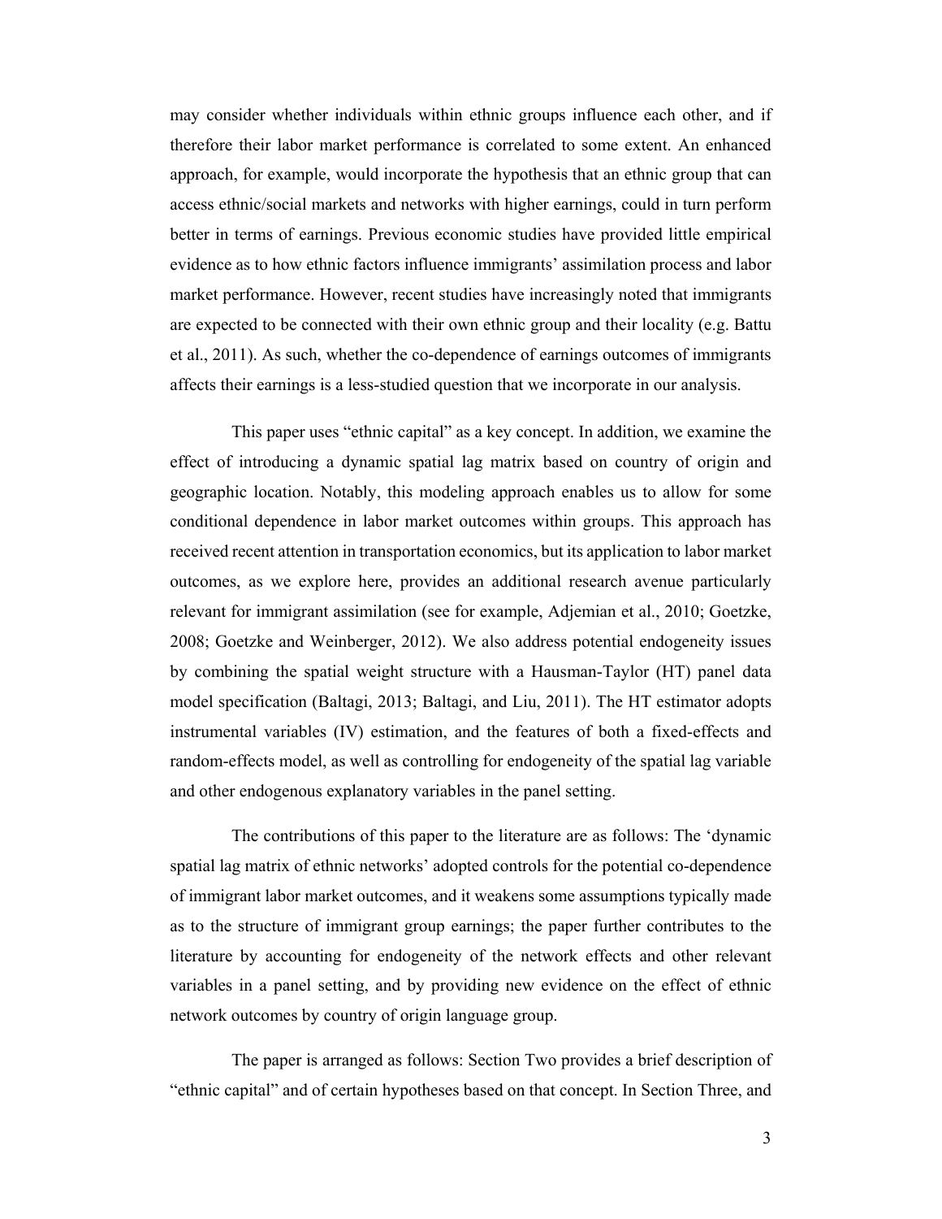may consider whether individuals within ethnic groups influence each other, and if therefore their labor market performance is correlated to some extent. An enhanced approach, for example, would incorporate the hypothesis that an ethnic group that can access ethnic/social markets and networks with higher earnings, could in turn perform better in terms of earnings. Previous economic studies have provided little empirical evidence as to how ethnic factors influence immigrants' assimilation process and labor market performance. However, recent studies have increasingly noted that immigrants are expected to be connected with their own ethnic group and their locality (e.g. Battu et al., 2011). As such, whether the co-dependence of earnings outcomes of immigrants affects their earnings is a less-studied question that we incorporate in our analysis.

This paper uses "ethnic capital" as a key concept. In addition, we examine the effect of introducing a dynamic spatial lag matrix based on country of origin and geographic location. Notably, this modeling approach enables us to allow for some conditional dependence in labor market outcomes within groups. This approach has received recent attention in transportation economics, but its application to labor market outcomes, as we explore here, provides an additional research avenue particularly relevant for immigrant assimilation (see for example, Adjemian et al., 2010; Goetzke, 2008; Goetzke and Weinberger, 2012). We also address potential endogeneity issues by combining the spatial weight structure with a Hausman-Taylor (HT) panel data model specification (Baltagi, 2013; Baltagi, and Liu, 2011). The HT estimator adopts instrumental variables (IV) estimation, and the features of both a fixed-effects and random-effects model, as well as controlling for endogeneity of the spatial lag variable and other endogenous explanatory variables in the panel setting.

The contributions of this paper to the literature are as follows: The 'dynamic spatial lag matrix of ethnic networks' adopted controls for the potential co-dependence of immigrant labor market outcomes, and it weakens some assumptions typically made as to the structure of immigrant group earnings; the paper further contributes to the literature by accounting for endogeneity of the network effects and other relevant variables in a panel setting, and by providing new evidence on the effect of ethnic network outcomes by country of origin language group.

The paper is arranged as follows: Section Two provides a brief description of "ethnic capital" and of certain hypotheses based on that concept. In Section Three, and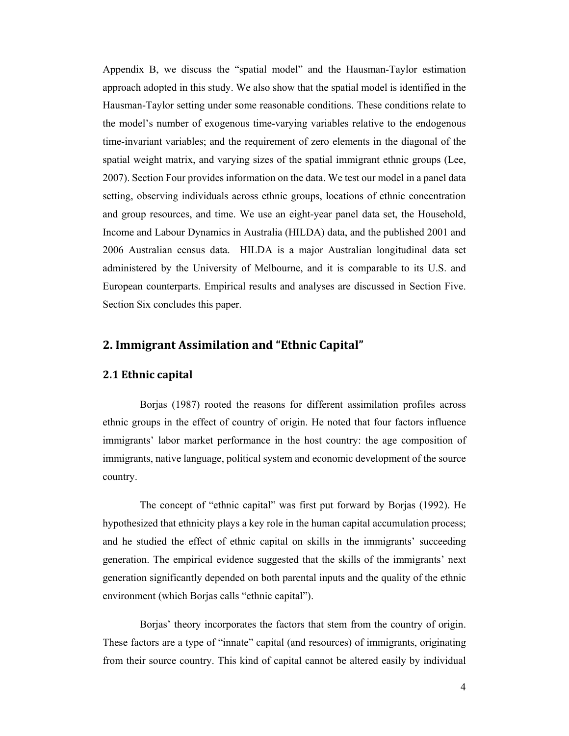Appendix B, we discuss the "spatial model" and the Hausman-Taylor estimation approach adopted in this study. We also show that the spatial model is identified in the Hausman-Taylor setting under some reasonable conditions. These conditions relate to the model's number of exogenous time-varying variables relative to the endogenous time-invariant variables; and the requirement of zero elements in the diagonal of the spatial weight matrix, and varying sizes of the spatial immigrant ethnic groups (Lee, 2007). Section Four provides information on the data. We test our model in a panel data setting, observing individuals across ethnic groups, locations of ethnic concentration and group resources, and time. We use an eight-year panel data set, the Household, Income and Labour Dynamics in Australia (HILDA) data, and the published 2001 and 2006 Australian census data. HILDA is a major Australian longitudinal data set administered by the University of Melbourne, and it is comparable to its U.S. and European counterparts. Empirical results and analyses are discussed in Section Five. Section Six concludes this paper.

## 2. Immigrant Assimilation and "Ethnic Capital"

### 2.1 Ethnic capital

Borjas (1987) rooted the reasons for different assimilation profiles across ethnic groups in the effect of country of origin. He noted that four factors influence immigrants' labor market performance in the host country: the age composition of immigrants, native language, political system and economic development of the source country.

The concept of "ethnic capital" was first put forward by Borjas (1992). He hypothesized that ethnicity plays a key role in the human capital accumulation process; and he studied the effect of ethnic capital on skills in the immigrants' succeeding generation. The empirical evidence suggested that the skills of the immigrants' next generation significantly depended on both parental inputs and the quality of the ethnic environment (which Borjas calls "ethnic capital").

Borjas' theory incorporates the factors that stem from the country of origin. These factors are a type of "innate" capital (and resources) of immigrants, originating from their source country. This kind of capital cannot be altered easily by individual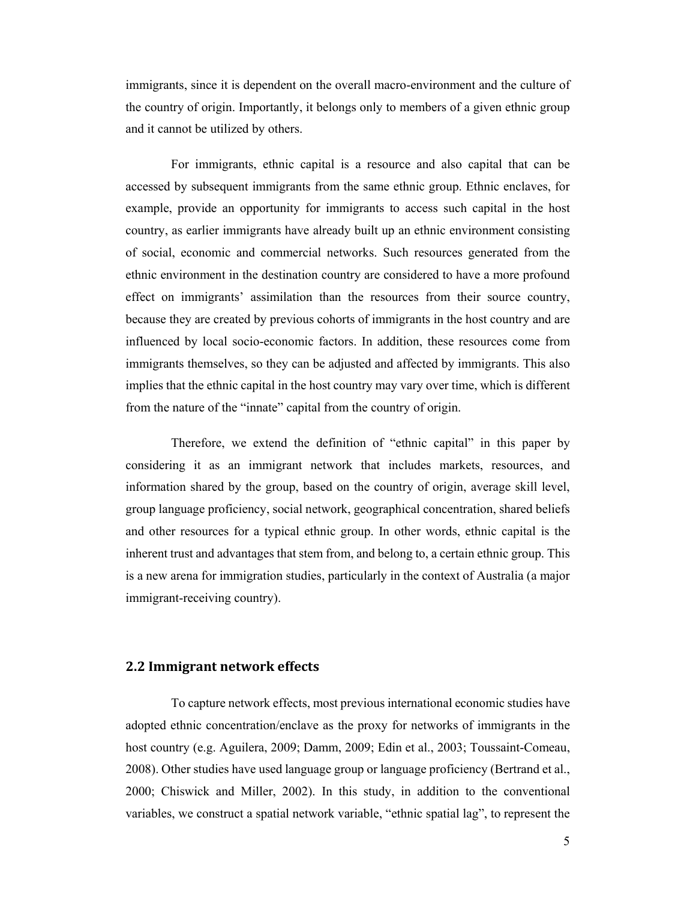immigrants, since it is dependent on the overall macro-environment and the culture of the country of origin. Importantly, it belongs only to members of a given ethnic group and it cannot be utilized by others.

For immigrants, ethnic capital is a resource and also capital that can be accessed by subsequent immigrants from the same ethnic group. Ethnic enclaves, for example, provide an opportunity for immigrants to access such capital in the host country, as earlier immigrants have already built up an ethnic environment consisting of social, economic and commercial networks. Such resources generated from the ethnic environment in the destination country are considered to have a more profound effect on immigrants' assimilation than the resources from their source country, because they are created by previous cohorts of immigrants in the host country and are influenced by local socio-economic factors. In addition, these resources come from immigrants themselves, so they can be adjusted and affected by immigrants. This also implies that the ethnic capital in the host country may vary over time, which is different from the nature of the "innate" capital from the country of origin.

Therefore, we extend the definition of "ethnic capital" in this paper by considering it as an immigrant network that includes markets, resources, and information shared by the group, based on the country of origin, average skill level, group language proficiency, social network, geographical concentration, shared beliefs and other resources for a typical ethnic group. In other words, ethnic capital is the inherent trust and advantages that stem from, and belong to, a certain ethnic group. This is a new arena for immigration studies, particularly in the context of Australia (a major immigrant-receiving country).

## 2.2 Immigrant network effects

To capture network effects, most previous international economic studies have adopted ethnic concentration/enclave as the proxy for networks of immigrants in the host country (e.g. Aguilera, 2009; Damm, 2009; Edin et al., 2003; Toussaint-Comeau, 2008). Other studies have used language group or language proficiency (Bertrand et al., 2000; Chiswick and Miller, 2002). In this study, in addition to the conventional variables, we construct a spatial network variable, "ethnic spatial lag", to represent the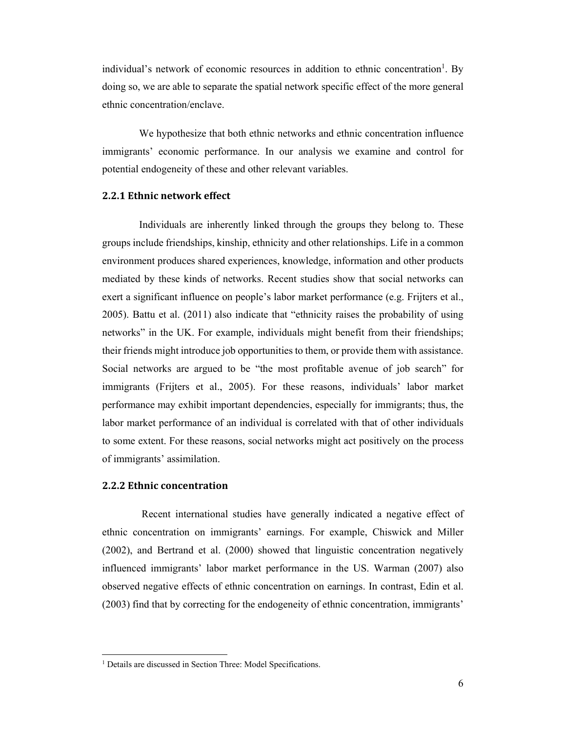individual's network of economic resources in addition to ethnic concentration[1]. By doing so, we are able to separate the spatial network specific effect of the more general ethnic concentration/enclave.

We hypothesize that both ethnic networks and ethnic concentration influence immigrants' economic performance. In our analysis we examine and control for potential endogeneity of these and other relevant variables.

### 2.2.1 Ethnic network effect

Individuals are inherently linked through the groups they belong to. These groups include friendships, kinship, ethnicity and other relationships. Life in a common environment produces shared experiences, knowledge, information and other products mediated by these kinds of networks. Recent studies show that social networks can exert a significant influence on people's labor market performance (e.g. Frijters et al., 2005). Battu et al. (2011) also indicate that "ethnicity raises the probability of using networks" in the UK. For example, individuals might benefit from their friendships; their friends might introduce job opportunities to them, or provide them with assistance. Social networks are argued to be "the most profitable avenue of job search" for immigrants (Frijters et al., 2005). For these reasons, individuals' labor market performance may exhibit important dependencies, especially for immigrants; thus, the labor market performance of an individual is correlated with that of other individuals to some extent. For these reasons, social networks might act positively on the process of immigrants' assimilation.

### 2.2.2 Ethnic concentration

Recent international studies have generally indicated a negative effect of ethnic concentration on immigrants' earnings. For example, Chiswick and Miller (2002), and Bertrand et al. (2000) showed that linguistic concentration negatively influenced immigrants' labor market performance in the US. Warman (2007) also observed negative effects of ethnic concentration on earnings. In contrast, Edin et al. (2003) find that by correcting for the endogeneity of ethnic concentration, immigrants'

[1] Details are discussed in Section Three: Model Specifications.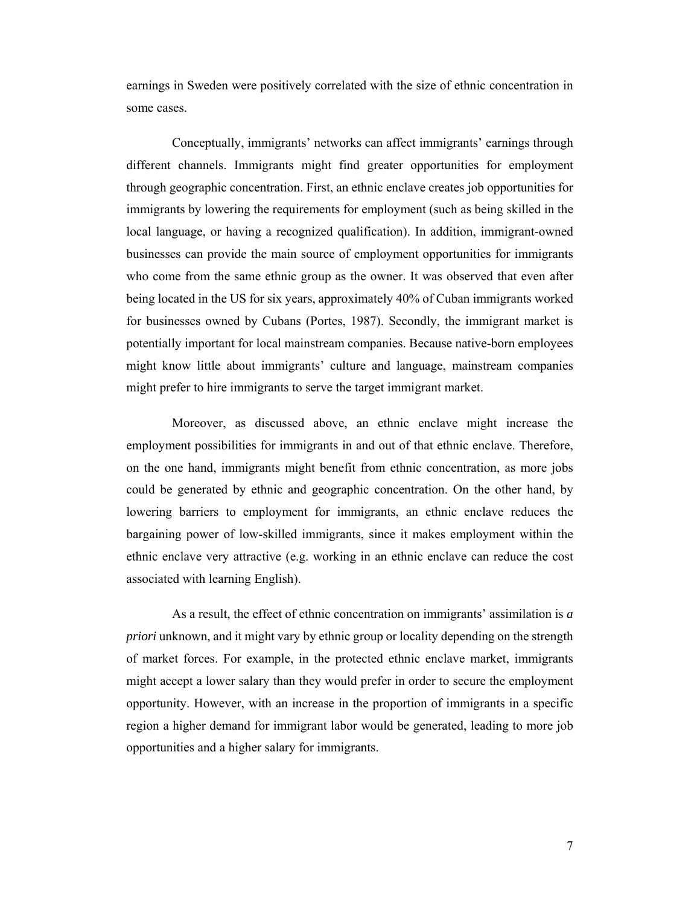earnings in Sweden were positively correlated with the size of ethnic concentration in some cases.

Conceptually, immigrants' networks can affect immigrants' earnings through different channels. Immigrants might find greater opportunities for employment through geographic concentration. First, an ethnic enclave creates job opportunities for immigrants by lowering the requirements for employment (such as being skilled in the local language, or having a recognized qualification). In addition, immigrant-owned businesses can provide the main source of employment opportunities for immigrants who come from the same ethnic group as the owner. It was observed that even after being located in the US for six years, approximately 40% of Cuban immigrants worked for businesses owned by Cubans (Portes, 1987). Secondly, the immigrant market is potentially important for local mainstream companies. Because native-born employees might know little about immigrants' culture and language, mainstream companies might prefer to hire immigrants to serve the target immigrant market.

Moreover, as discussed above, an ethnic enclave might increase the employment possibilities for immigrants in and out of that ethnic enclave. Therefore, on the one hand, immigrants might benefit from ethnic concentration, as more jobs could be generated by ethnic and geographic concentration. On the other hand, by lowering barriers to employment for immigrants, an ethnic enclave reduces the bargaining power of low-skilled immigrants, since it makes employment within the ethnic enclave very attractive (e.g. working in an ethnic enclave can reduce the cost associated with learning English).

As a result, the effect of ethnic concentration on immigrants' assimilation is *a priori* unknown, and it might vary by ethnic group or locality depending on the strength of market forces. For example, in the protected ethnic enclave market, immigrants might accept a lower salary than they would prefer in order to secure the employment opportunity. However, with an increase in the proportion of immigrants in a specific region a higher demand for immigrant labor would be generated, leading to more job opportunities and a higher salary for immigrants.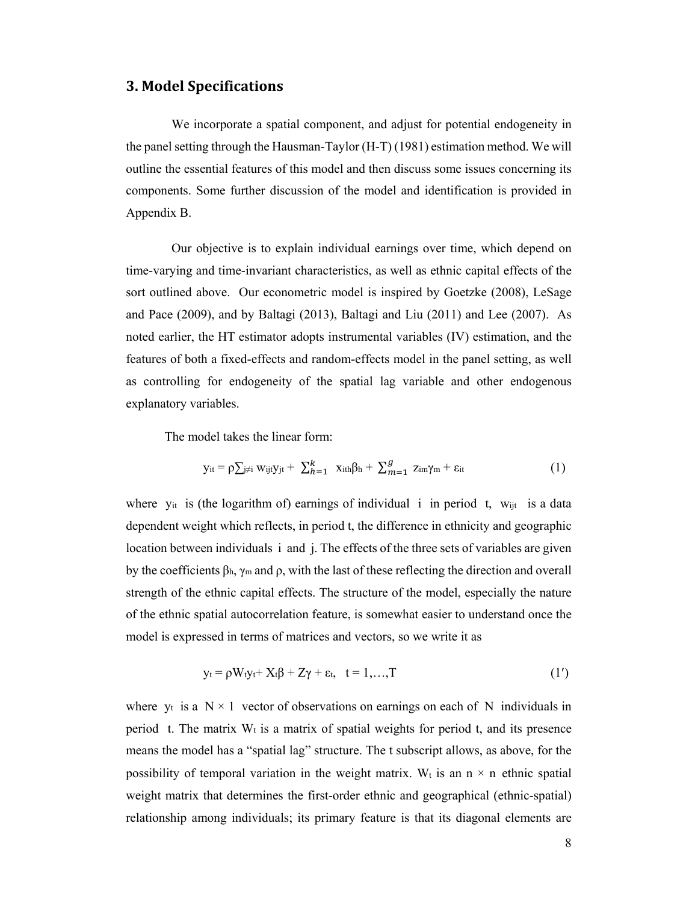## 3. Model Specifications

We incorporate a spatial component, and adjust for potential endogeneity in the panel setting through the Hausman-Taylor (H-T) (1981) estimation method. We will outline the essential features of this model and then discuss some issues concerning its components. Some further discussion of the model and identification is provided in Appendix B.

Our objective is to explain individual earnings over time, which depend on time-varying and time-invariant characteristics, as well as ethnic capital effects of the sort outlined above. Our econometric model is inspired by Goetzke (2008), LeSage and Pace (2009), and by Baltagi (2013), Baltagi and Liu (2011) and Lee (2007). As noted earlier, the HT estimator adopts instrumental variables (IV) estimation, and the features of both a fixed-effects and random-effects model in the panel setting, as well as controlling for endogeneity of the spatial lag variable and other endogenous explanatory variables.

The model takes the linear form:

$$y_{it} = \rho\sum_{j\neq i} w_{ijt}y_{jt} + \sum_{h=1}^{k} x_{ith}\beta_h + \sum_{m=1}^{g} z_{im}\gamma_m + \varepsilon_{it} \qquad (1)$$

where $y_{it}$ is (the logarithm of) earnings of individual $i$ in period $t$, $w_{ijt}$ is a data dependent weight which reflects, in period t, the difference in ethnicity and geographic location between individuals $i$ and $j$. The effects of the three sets of variables are given by the coefficients $\beta_h$, $\gamma_m$ and $\rho$, with the last of these reflecting the direction and overall strength of the ethnic capital effects. The structure of the model, especially the nature of the ethnic spatial autocorrelation feature, is somewhat easier to understand once the model is expressed in terms of matrices and vectors, so we write it as

$$y_t = \rho W_t y_t + X_t\beta + Z\gamma + \varepsilon_t, \quad t = 1,\ldots,T \qquad (1')$$

where $y_t$ is a $N \times 1$ vector of observations on earnings on each of $N$ individuals in period $t$. The matrix $W_t$ is a matrix of spatial weights for period t, and its presence means the model has a "spatial lag" structure. The t subscript allows, as above, for the possibility of temporal variation in the weight matrix. $W_t$ is an $n \times n$ ethnic spatial weight matrix that determines the first-order ethnic and geographical (ethnic-spatial) relationship among individuals; its primary feature is that its diagonal elements are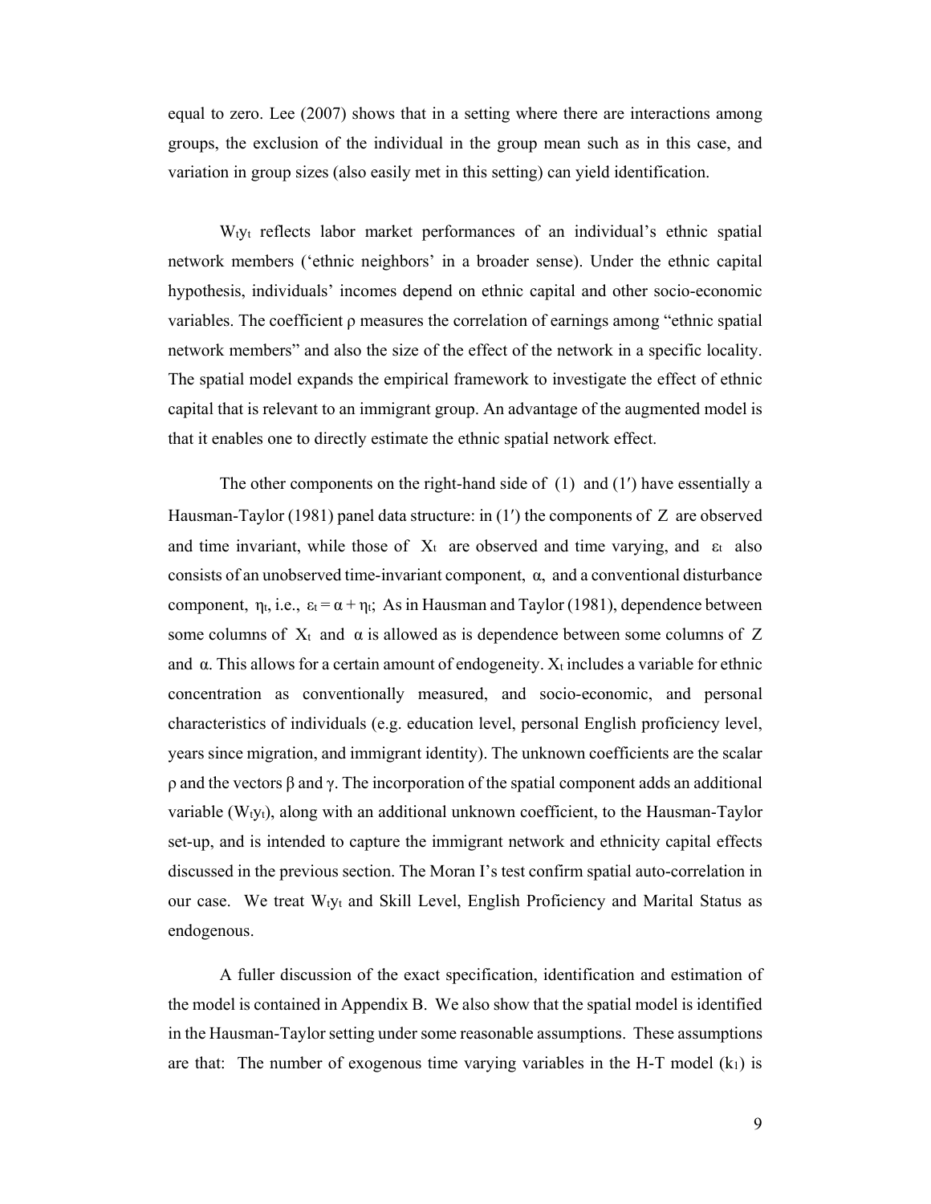equal to zero. Lee (2007) shows that in a setting where there are interactions among groups, the exclusion of the individual in the group mean such as in this case, and variation in group sizes (also easily met in this setting) can yield identification.

$W_t y_t$ reflects labor market performances of an individual's ethnic spatial network members ('ethnic neighbors' in a broader sense). Under the ethnic capital hypothesis, individuals' incomes depend on ethnic capital and other socio-economic variables. The coefficient $\rho$ measures the correlation of earnings among "ethnic spatial network members" and also the size of the effect of the network in a specific locality. The spatial model expands the empirical framework to investigate the effect of ethnic capital that is relevant to an immigrant group. An advantage of the augmented model is that it enables one to directly estimate the ethnic spatial network effect.

The other components on the right-hand side of (1) and (1′) have essentially a Hausman-Taylor (1981) panel data structure: in (1′) the components of $Z$ are observed and time invariant, while those of $X_t$ are observed and time varying, and $\varepsilon_t$ also consists of an unobserved time-invariant component, $\alpha$, and a conventional disturbance component, $\eta_t$, i.e., $\varepsilon_t = \alpha + \eta_t$; As in Hausman and Taylor (1981), dependence between some columns of $X_t$ and $\alpha$ is allowed as is dependence between some columns of $Z$ and $\alpha$. This allows for a certain amount of endogeneity. $X_t$ includes a variable for ethnic concentration as conventionally measured, and socio-economic, and personal characteristics of individuals (e.g. education level, personal English proficiency level, years since migration, and immigrant identity). The unknown coefficients are the scalar $\rho$ and the vectors $\beta$ and $\gamma$. The incorporation of the spatial component adds an additional variable ($W_t y_t$), along with an additional unknown coefficient, to the Hausman-Taylor set-up, and is intended to capture the immigrant network and ethnicity capital effects discussed in the previous section. The Moran I's test confirm spatial auto-correlation in our case. We treat $W_t y_t$ and Skill Level, English Proficiency and Marital Status as endogenous.

A fuller discussion of the exact specification, identification and estimation of the model is contained in Appendix B. We also show that the spatial model is identified in the Hausman-Taylor setting under some reasonable assumptions. These assumptions are that: The number of exogenous time varying variables in the H-T model ($k_1$) is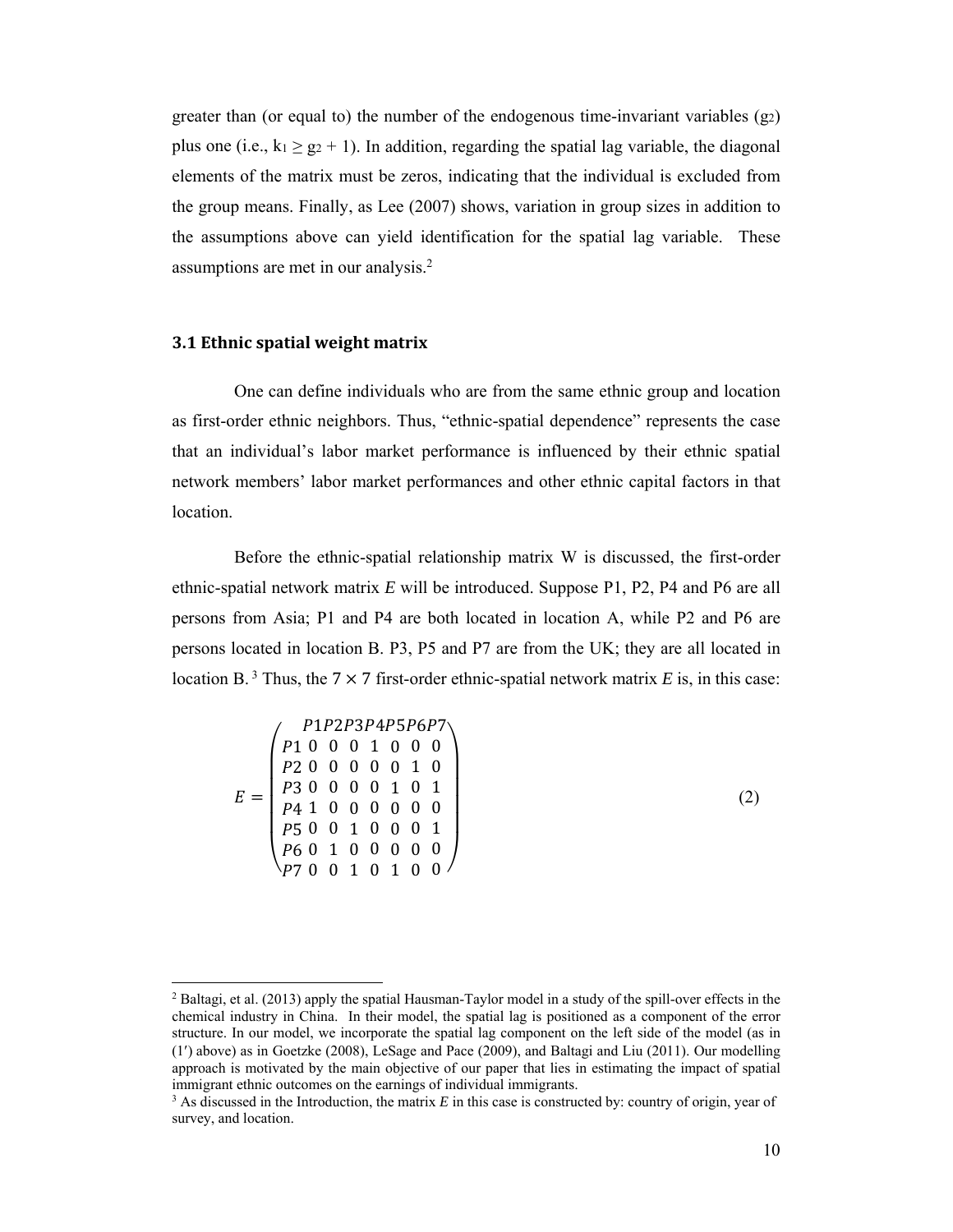greater than (or equal to) the number of the endogenous time-invariant variables ($g_2$) plus one (i.e., $k_1 \geq g_2 + 1$). In addition, regarding the spatial lag variable, the diagonal elements of the matrix must be zeros, indicating that the individual is excluded from the group means. Finally, as Lee (2007) shows, variation in group sizes in addition to the assumptions above can yield identification for the spatial lag variable. These assumptions are met in our analysis.[2]

### 3.1 Ethnic spatial weight matrix

One can define individuals who are from the same ethnic group and location as first-order ethnic neighbors. Thus, "ethnic-spatial dependence" represents the case that an individual's labor market performance is influenced by their ethnic spatial network members' labor market performances and other ethnic capital factors in that location.

Before the ethnic-spatial relationship matrix W is discussed, the first-order ethnic-spatial network matrix $E$ will be introduced. Suppose P1, P2, P4 and P6 are all persons from Asia; P1 and P4 are both located in location A, while P2 and P6 are persons located in location B. P3, P5 and P7 are from the UK; they are all located in location B.[3] Thus, the $7 \times 7$ first-order ethnic-spatial network matrix $E$ is, in this case:

$$E = \begin{pmatrix} & P1 & P2 & P3 & P4 & P5 & P6 & P7 \\ P1 & 0 & 0 & 0 & 1 & 0 & 0 & 0 \\ P2 & 0 & 0 & 0 & 0 & 0 & 1 & 0 \\ P3 & 0 & 0 & 0 & 0 & 1 & 0 & 1 \\ P4 & 1 & 0 & 0 & 0 & 0 & 0 & 0 \\ P5 & 0 & 0 & 1 & 0 & 0 & 0 & 1 \\ P6 & 0 & 1 & 0 & 0 & 0 & 0 & 0 \\ P7 & 0 & 0 & 1 & 0 & 1 & 0 & 0 \end{pmatrix} \tag{2}$$

---

[2] Baltagi, et al. (2013) apply the spatial Hausman-Taylor model in a study of the spill-over effects in the chemical industry in China. In their model, the spatial lag is positioned as a component of the error structure. In our model, we incorporate the spatial lag component on the left side of the model (as in (1′) above) as in Goetzke (2008), LeSage and Pace (2009), and Baltagi and Liu (2011). Our modelling approach is motivated by the main objective of our paper that lies in estimating the impact of spatial immigrant ethnic outcomes on the earnings of individual immigrants.

[3] As discussed in the Introduction, the matrix $E$ in this case is constructed by: country of origin, year of survey, and location.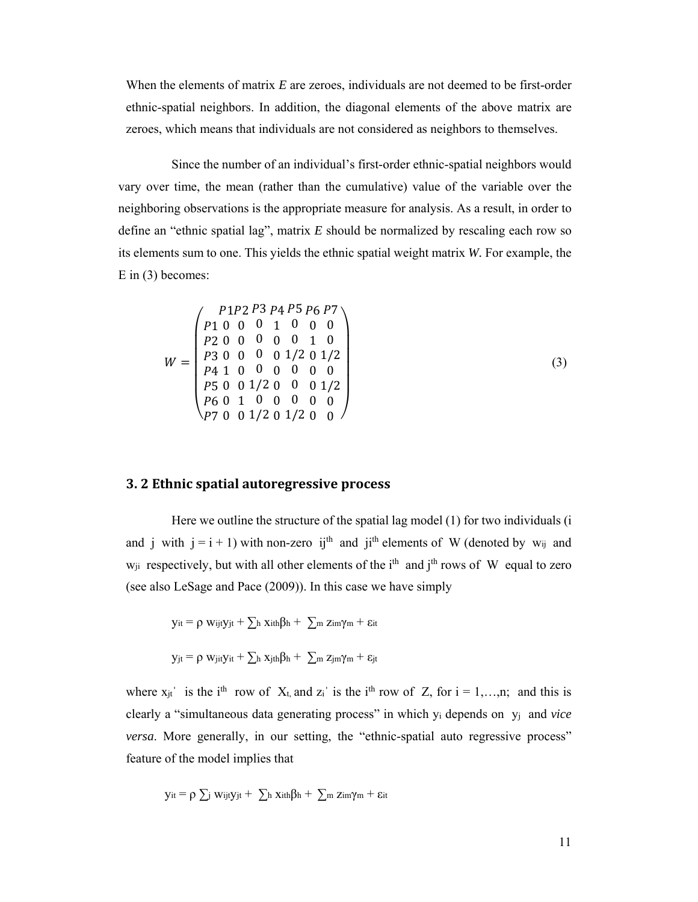When the elements of matrix *E* are zeroes, individuals are not deemed to be first-order ethnic-spatial neighbors. In addition, the diagonal elements of the above matrix are zeroes, which means that individuals are not considered as neighbors to themselves.

Since the number of an individual's first-order ethnic-spatial neighbors would vary over time, the mean (rather than the cumulative) value of the variable over the neighboring observations is the appropriate measure for analysis. As a result, in order to define an "ethnic spatial lag", matrix *E* should be normalized by rescaling each row so its elements sum to one. This yields the ethnic spatial weight matrix *W*. For example, the E in (3) becomes:

$$
W = \begin{pmatrix} & P1 & P2 & P3 & P4 & P5 & P6 & P7 \\ P1 & 0 & 0 & 0 & 1 & 0 & 0 & 0 \\ P2 & 0 & 0 & 0 & 0 & 0 & 1 & 0 \\ P3 & 0 & 0 & 0 & 0 & 1/2 & 0 & 1/2 \\ P4 & 1 & 0 & 0 & 0 & 0 & 0 & 0 \\ P5 & 0 & 0 & 1/2 & 0 & 0 & 0 & 1/2 \\ P6 & 0 & 1 & 0 & 0 & 0 & 0 & 0 \\ P7 & 0 & 0 & 1/2 & 0 & 1/2 & 0 & 0 \end{pmatrix} \tag{3}
$$

## 3. 2 Ethnic spatial autoregressive process

Here we outline the structure of the spatial lag model (1) for two individuals (i and j with $j = i + 1$) with non-zero $ij^{th}$ and $ji^{th}$ elements of W (denoted by $w_{ij}$ and $w_{ji}$ respectively, but with all other elements of the $i^{th}$ and $j^{th}$ rows of W equal to zero (see also LeSage and Pace (2009)). In this case we have simply

$$y_{it} = \rho\, w_{ijt} y_{jt} + \sum_h x_{ith}\beta_h + \sum_m z_{im}\gamma_m + \varepsilon_{it}$$

$$y_{jt} = \rho\, w_{jit} y_{it} + \sum_h x_{jth}\beta_h + \sum_m z_{jm}\gamma_m + \varepsilon_{jt}$$

where $x_{jt}'$ is the $i^{th}$ row of $X_t$, and $z_i'$ is the $i^{th}$ row of Z, for $i = 1,\ldots,n$; and this is clearly a "simultaneous data generating process" in which $y_i$ depends on $y_j$ and *vice versa*. More generally, in our setting, the "ethnic-spatial auto regressive process" feature of the model implies that

$$y_{it} = \rho \sum_j w_{ijt} y_{jt} + \sum_h x_{ith}\beta_h + \sum_m z_{im}\gamma_m + \varepsilon_{it}$$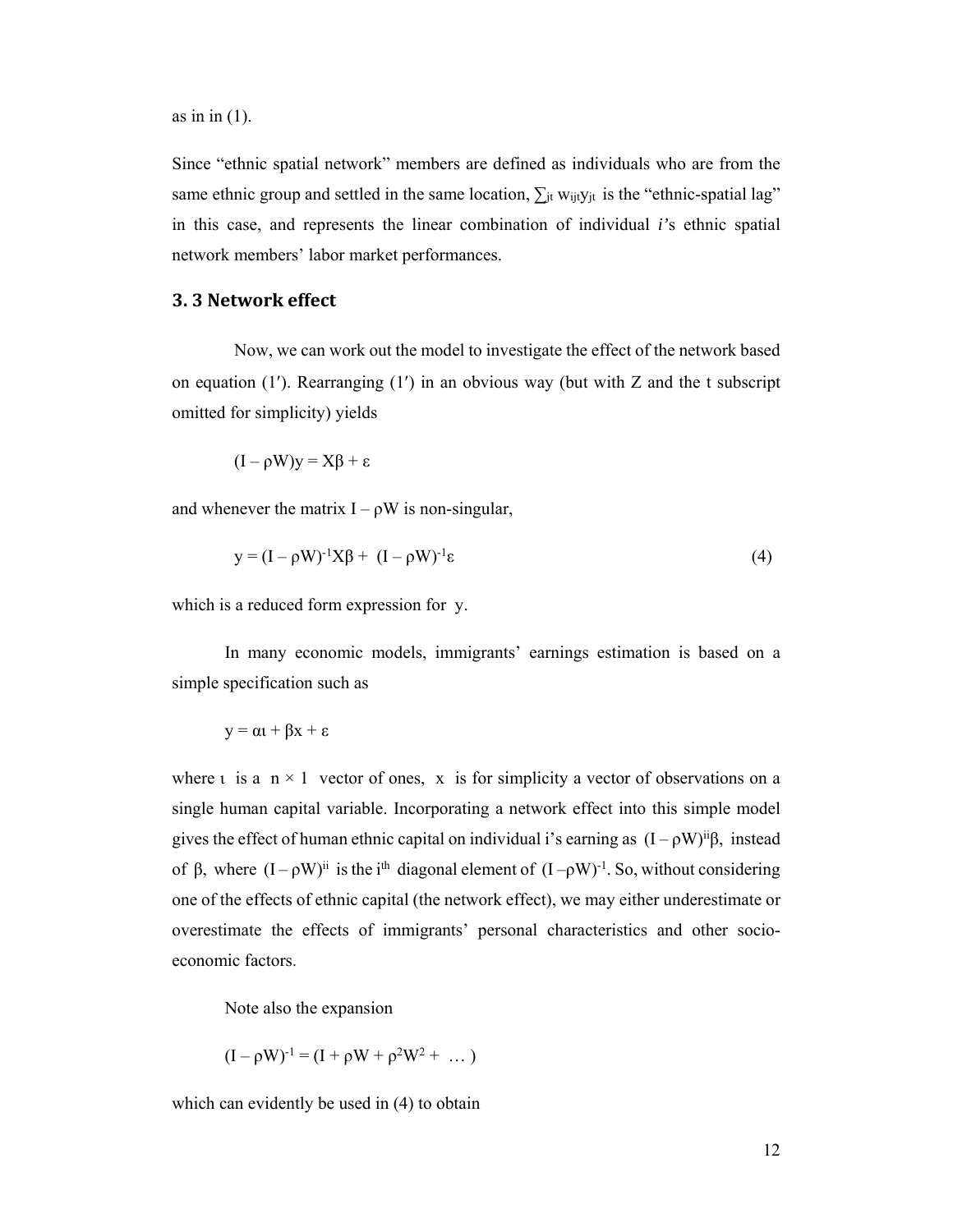as in in (1).

Since "ethnic spatial network" members are defined as individuals who are from the same ethnic group and settled in the same location, $\sum_{jt} w_{ijt}y_{jt}$ is the "ethnic-spatial lag" in this case, and represents the linear combination of individual *i'*s ethnic spatial network members' labor market performances.

## 3. 3 Network effect

Now, we can work out the model to investigate the effect of the network based on equation (1′). Rearranging (1′) in an obvious way (but with Z and the t subscript omitted for simplicity) yields

$$(I - \rho W)y = X\beta + \varepsilon$$

and whenever the matrix $I - \rho W$ is non-singular,

$$y = (I - \rho W)^{-1}X\beta + (I - \rho W)^{-1}\varepsilon \tag{4}$$

which is a reduced form expression for y.

In many economic models, immigrants' earnings estimation is based on a simple specification such as

$$y = \alpha\iota + \beta x + \varepsilon$$

where $\iota$ is a $n \times 1$ vector of ones, x is for simplicity a vector of observations on a single human capital variable. Incorporating a network effect into this simple model gives the effect of human ethnic capital on individual i's earning as $(I - \rho W)^{ii}\beta$, instead of $\beta$, where $(I - \rho W)^{ii}$ is the $i^{th}$ diagonal element of $(I - \rho W)^{-1}$. So, without considering one of the effects of ethnic capital (the network effect), we may either underestimate or overestimate the effects of immigrants' personal characteristics and other socio-economic factors.

Note also the expansion

$$(I - \rho W)^{-1} = (I + \rho W + \rho^2 W^2 + \ \dots\ )$$

which can evidently be used in (4) to obtain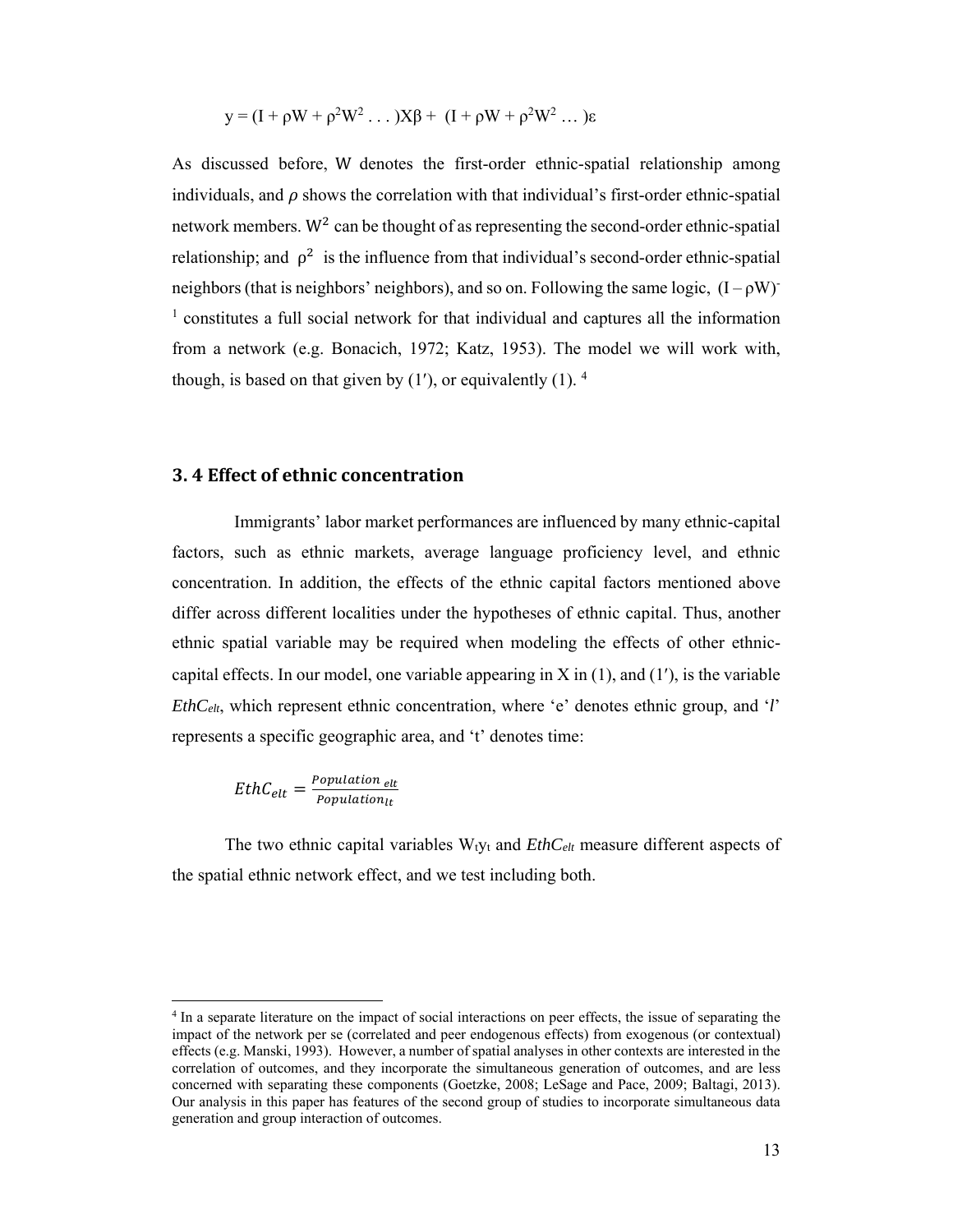$$y = (I + \rho W + \rho^2 W^2 \ldots)X\beta + (I + \rho W + \rho^2 W^2 \ldots)\varepsilon$$

As discussed before, W denotes the first-order ethnic-spatial relationship among individuals, and $\rho$ shows the correlation with that individual's first-order ethnic-spatial network members. $W^2$ can be thought of as representing the second-order ethnic-spatial relationship; and $\rho^2$ is the influence from that individual's second-order ethnic-spatial neighbors (that is neighbors' neighbors), and so on. Following the same logic, $(I - \rho W)^{-1}$ constitutes a full social network for that individual and captures all the information from a network (e.g. Bonacich, 1972; Katz, 1953). The model we will work with, though, is based on that given by (1′), or equivalently (1). [4]

## 3. 4 Effect of ethnic concentration

Immigrants' labor market performances are influenced by many ethnic-capital factors, such as ethnic markets, average language proficiency level, and ethnic concentration. In addition, the effects of the ethnic capital factors mentioned above differ across different localities under the hypotheses of ethnic capital. Thus, another ethnic spatial variable may be required when modeling the effects of other ethnic-capital effects. In our model, one variable appearing in X in (1), and (1′), is the variable $EthC_{elt}$, which represent ethnic concentration, where 'e' denotes ethnic group, and '*l*' represents a specific geographic area, and 't' denotes time:

$$EthC_{elt} = \frac{Population_{elt}}{Population_{lt}}$$

The two ethnic capital variables $W_t y_t$ and $EthC_{elt}$ measure different aspects of the spatial ethnic network effect, and we test including both.

---

[4] In a separate literature on the impact of social interactions on peer effects, the issue of separating the impact of the network per se (correlated and peer endogenous effects) from exogenous (or contextual) effects (e.g. Manski, 1993). However, a number of spatial analyses in other contexts are interested in the correlation of outcomes, and they incorporate the simultaneous generation of outcomes, and are less concerned with separating these components (Goetzke, 2008; LeSage and Pace, 2009; Baltagi, 2013). Our analysis in this paper has features of the second group of studies to incorporate simultaneous data generation and group interaction of outcomes.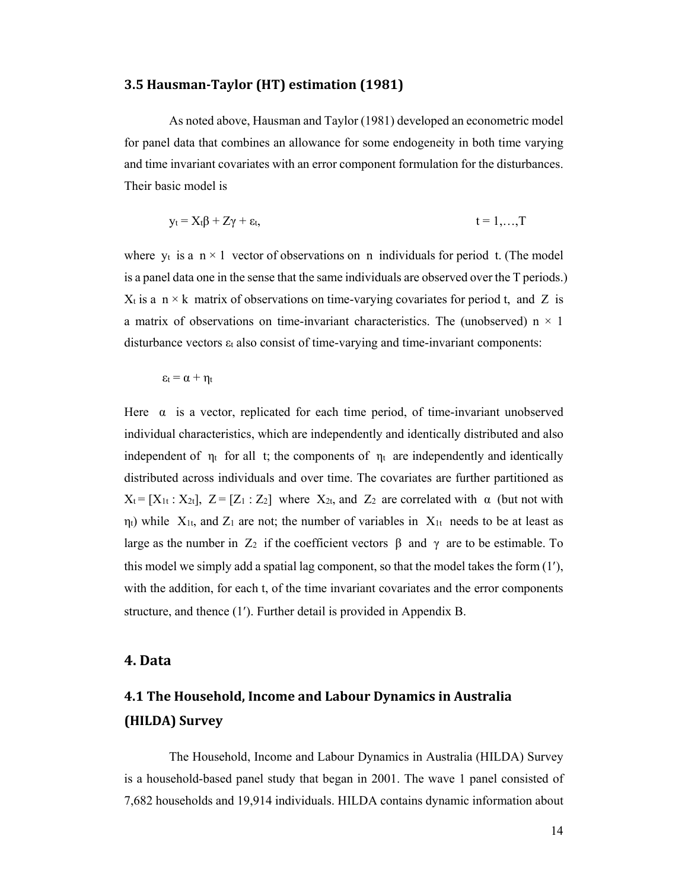### 3.5 Hausman-Taylor (HT) estimation (1981)

As noted above, Hausman and Taylor (1981) developed an econometric model for panel data that combines an allowance for some endogeneity in both time varying and time invariant covariates with an error component formulation for the disturbances. Their basic model is

$$y_t = X_t\beta + Z\gamma + \varepsilon_t, \qquad t = 1,\ldots,T$$

where $y_t$ is a $n \times 1$ vector of observations on $n$ individuals for period $t$. (The model is a panel data one in the sense that the same individuals are observed over the T periods.) $X_t$ is a $n \times k$ matrix of observations on time-varying covariates for period t, and $Z$ is a matrix of observations on time-invariant characteristics. The (unobserved) $n \times 1$ disturbance vectors $\varepsilon_t$ also consist of time-varying and time-invariant components:

$$\varepsilon_t = \alpha + \eta_t$$

Here $\alpha$ is a vector, replicated for each time period, of time-invariant unobserved individual characteristics, which are independently and identically distributed and also independent of $\eta_t$ for all t; the components of $\eta_t$ are independently and identically distributed across individuals and over time. The covariates are further partitioned as $X_t = [X_{1t} : X_{2t}]$, $Z = [Z_1 : Z_2]$ where $X_{2t}$, and $Z_2$ are correlated with $\alpha$ (but not with $\eta_t$) while $X_{1t}$, and $Z_1$ are not; the number of variables in $X_{1t}$ needs to be at least as large as the number in $Z_2$ if the coefficient vectors $\beta$ and $\gamma$ are to be estimable. To this model we simply add a spatial lag component, so that the model takes the form (1′), with the addition, for each t, of the time invariant covariates and the error components structure, and thence (1′). Further detail is provided in Appendix B.

## 4. Data

### 4.1 The Household, Income and Labour Dynamics in Australia (HILDA) Survey

The Household, Income and Labour Dynamics in Australia (HILDA) Survey is a household-based panel study that began in 2001. The wave 1 panel consisted of 7,682 households and 19,914 individuals. HILDA contains dynamic information about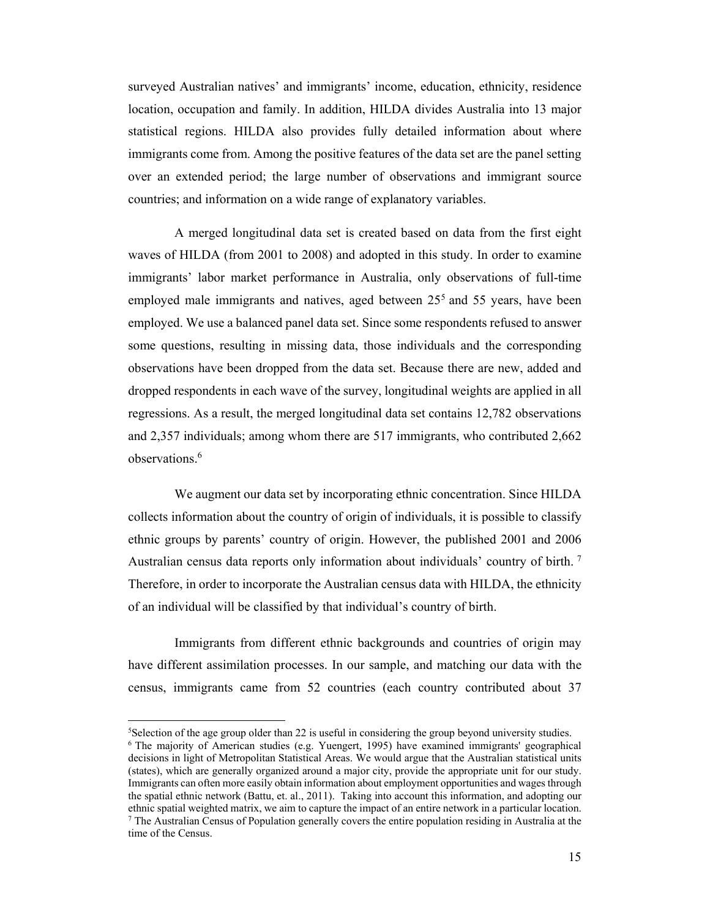surveyed Australian natives' and immigrants' income, education, ethnicity, residence location, occupation and family. In addition, HILDA divides Australia into 13 major statistical regions. HILDA also provides fully detailed information about where immigrants come from. Among the positive features of the data set are the panel setting over an extended period; the large number of observations and immigrant source countries; and information on a wide range of explanatory variables.

A merged longitudinal data set is created based on data from the first eight waves of HILDA (from 2001 to 2008) and adopted in this study. In order to examine immigrants' labor market performance in Australia, only observations of full-time employed male immigrants and natives, aged between 25[5] and 55 years, have been employed. We use a balanced panel data set. Since some respondents refused to answer some questions, resulting in missing data, those individuals and the corresponding observations have been dropped from the data set. Because there are new, added and dropped respondents in each wave of the survey, longitudinal weights are applied in all regressions. As a result, the merged longitudinal data set contains 12,782 observations and 2,357 individuals; among whom there are 517 immigrants, who contributed 2,662 observations.[6]

We augment our data set by incorporating ethnic concentration. Since HILDA collects information about the country of origin of individuals, it is possible to classify ethnic groups by parents' country of origin. However, the published 2001 and 2006 Australian census data reports only information about individuals' country of birth. [7] Therefore, in order to incorporate the Australian census data with HILDA, the ethnicity of an individual will be classified by that individual's country of birth.

Immigrants from different ethnic backgrounds and countries of origin may have different assimilation processes. In our sample, and matching our data with the census, immigrants came from 52 countries (each country contributed about 37

---

[5]Selection of the age group older than 22 is useful in considering the group beyond university studies.

[6] The majority of American studies (e.g. Yuengert, 1995) have examined immigrants' geographical decisions in light of Metropolitan Statistical Areas. We would argue that the Australian statistical units (states), which are generally organized around a major city, provide the appropriate unit for our study. Immigrants can often more easily obtain information about employment opportunities and wages through the spatial ethnic network (Battu, et. al., 2011). Taking into account this information, and adopting our ethnic spatial weighted matrix, we aim to capture the impact of an entire network in a particular location.

[7] The Australian Census of Population generally covers the entire population residing in Australia at the time of the Census.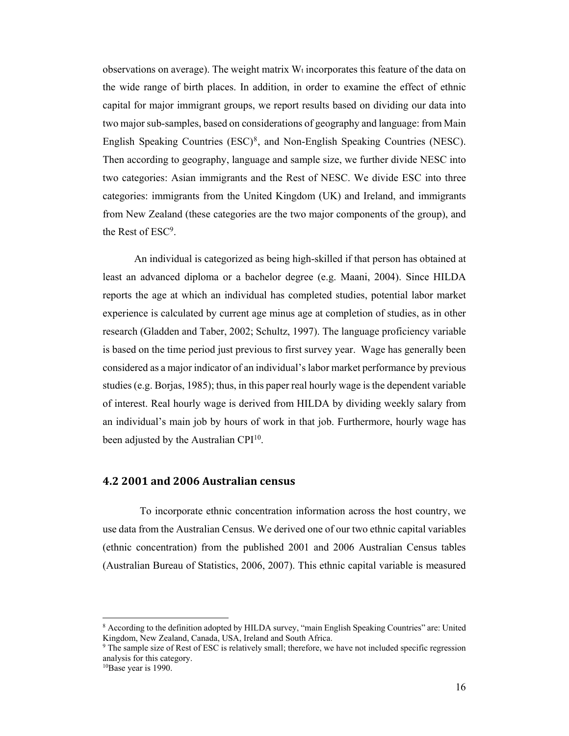observations on average). The weight matrix $W_t$ incorporates this feature of the data on the wide range of birth places. In addition, in order to examine the effect of ethnic capital for major immigrant groups, we report results based on dividing our data into two major sub-samples, based on considerations of geography and language: from Main English Speaking Countries (ESC)[8], and Non-English Speaking Countries (NESC). Then according to geography, language and sample size, we further divide NESC into two categories: Asian immigrants and the Rest of NESC. We divide ESC into three categories: immigrants from the United Kingdom (UK) and Ireland, and immigrants from New Zealand (these categories are the two major components of the group), and the Rest of ESC[9].

An individual is categorized as being high-skilled if that person has obtained at least an advanced diploma or a bachelor degree (e.g. Maani, 2004). Since HILDA reports the age at which an individual has completed studies, potential labor market experience is calculated by current age minus age at completion of studies, as in other research (Gladden and Taber, 2002; Schultz, 1997). The language proficiency variable is based on the time period just previous to first survey year. Wage has generally been considered as a major indicator of an individual's labor market performance by previous studies (e.g. Borjas, 1985); thus, in this paper real hourly wage is the dependent variable of interest. Real hourly wage is derived from HILDA by dividing weekly salary from an individual's main job by hours of work in that job. Furthermore, hourly wage has been adjusted by the Australian CPI[10].

### 4.2 2001 and 2006 Australian census

To incorporate ethnic concentration information across the host country, we use data from the Australian Census. We derived one of our two ethnic capital variables (ethnic concentration) from the published 2001 and 2006 Australian Census tables (Australian Bureau of Statistics, 2006, 2007). This ethnic capital variable is measured

---

[8] According to the definition adopted by HILDA survey, "main English Speaking Countries" are: United Kingdom, New Zealand, Canada, USA, Ireland and South Africa.

[9] The sample size of Rest of ESC is relatively small; therefore, we have not included specific regression analysis for this category.

[10] Base year is 1990.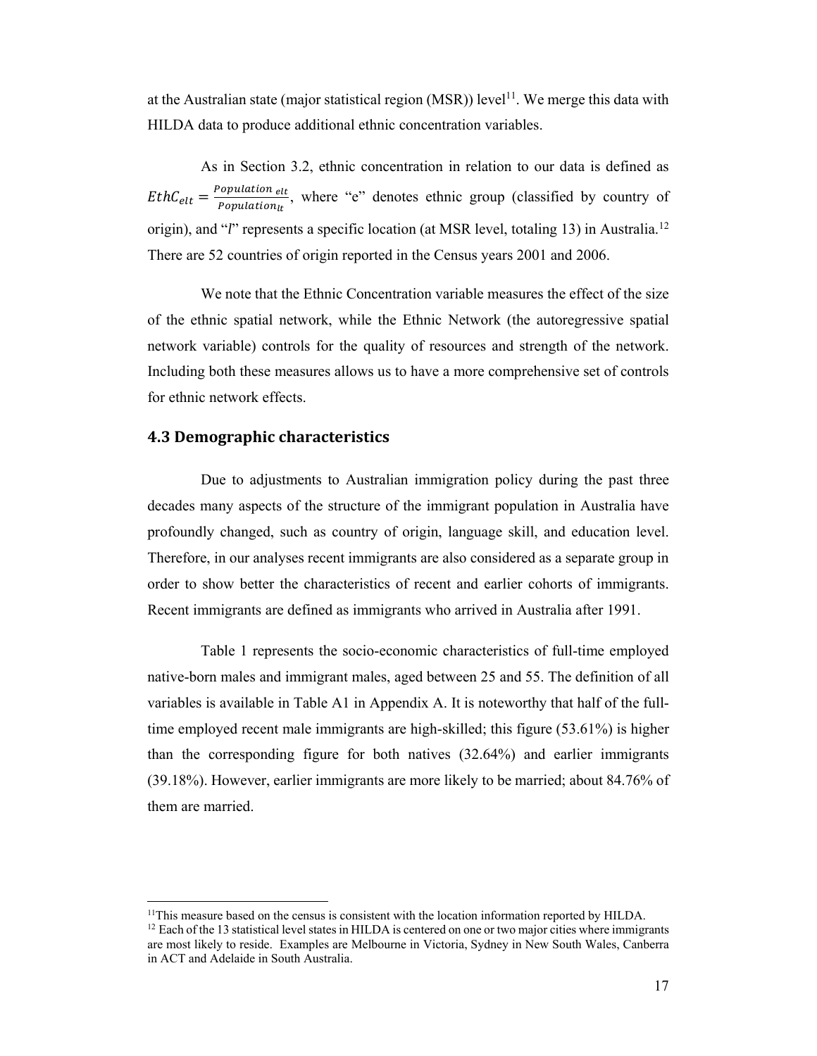at the Australian state (major statistical region (MSR)) level[11]. We merge this data with HILDA data to produce additional ethnic concentration variables.

As in Section 3.2, ethnic concentration in relation to our data is defined as $EthC_{elt} = \frac{Population_{elt}}{Population_{lt}}$, where "e" denotes ethnic group (classified by country of origin), and "*l*" represents a specific location (at MSR level, totaling 13) in Australia.[12] There are 52 countries of origin reported in the Census years 2001 and 2006.

We note that the Ethnic Concentration variable measures the effect of the size of the ethnic spatial network, while the Ethnic Network (the autoregressive spatial network variable) controls for the quality of resources and strength of the network. Including both these measures allows us to have a more comprehensive set of controls for ethnic network effects.

### 4.3 Demographic characteristics

Due to adjustments to Australian immigration policy during the past three decades many aspects of the structure of the immigrant population in Australia have profoundly changed, such as country of origin, language skill, and education level. Therefore, in our analyses recent immigrants are also considered as a separate group in order to show better the characteristics of recent and earlier cohorts of immigrants. Recent immigrants are defined as immigrants who arrived in Australia after 1991.

Table 1 represents the socio-economic characteristics of full-time employed native-born males and immigrant males, aged between 25 and 55. The definition of all variables is available in Table A1 in Appendix A. It is noteworthy that half of the full-time employed recent male immigrants are high-skilled; this figure (53.61%) is higher than the corresponding figure for both natives (32.64%) and earlier immigrants (39.18%). However, earlier immigrants are more likely to be married; about 84.76% of them are married.

[11]This measure based on the census is consistent with the location information reported by HILDA.

[12] Each of the 13 statistical level states in HILDA is centered on one or two major cities where immigrants are most likely to reside. Examples are Melbourne in Victoria, Sydney in New South Wales, Canberra in ACT and Adelaide in South Australia.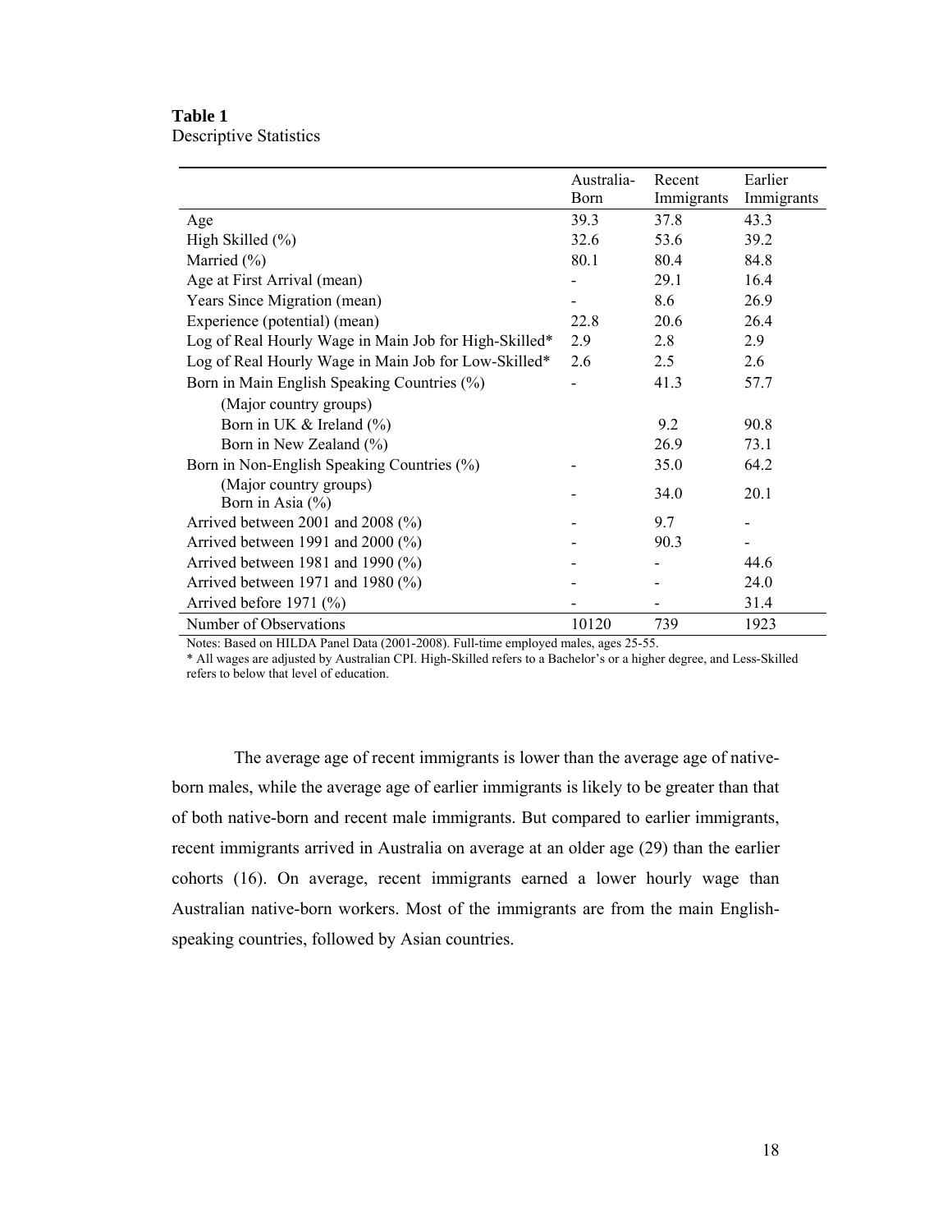**Table 1**
Descriptive Statistics

| | Australia-Born | Recent Immigrants | Earlier Immigrants |
|---|---|---|---|
| Age | 39.3 | 37.8 | 43.3 |
| High Skilled (%) | 32.6 | 53.6 | 39.2 |
| Married (%) | 80.1 | 80.4 | 84.8 |
| Age at First Arrival (mean) | - | 29.1 | 16.4 |
| Years Since Migration (mean) | - | 8.6 | 26.9 |
| Experience (potential) (mean) | 22.8 | 20.6 | 26.4 |
| Log of Real Hourly Wage in Main Job for High-Skilled* | 2.9 | 2.8 | 2.9 |
| Log of Real Hourly Wage in Main Job for Low-Skilled* | 2.6 | 2.5 | 2.6 |
| Born in Main English Speaking Countries (%) | - | 41.3 | 57.7 |
| (Major country groups) | | | |
| Born in UK & Ireland (%) | | 9.2 | 90.8 |
| Born in New Zealand (%) | | 26.9 | 73.1 |
| Born in Non-English Speaking Countries (%) | - | 35.0 | 64.2 |
| (Major country groups) Born in Asia (%) | - | 34.0 | 20.1 |
| Arrived between 2001 and 2008 (%) | - | 9.7 | - |
| Arrived between 1991 and 2000 (%) | - | 90.3 | - |
| Arrived between 1981 and 1990 (%) | - | - | 44.6 |
| Arrived between 1971 and 1980 (%) | - | - | 24.0 |
| Arrived before 1971 (%) | - | - | 31.4 |
| Number of Observations | 10120 | 739 | 1923 |

Notes: Based on HILDA Panel Data (2001-2008). Full-time employed males, ages 25-55.
* All wages are adjusted by Australian CPI. High-Skilled refers to a Bachelor's or a higher degree, and Less-Skilled refers to below that level of education.

The average age of recent immigrants is lower than the average age of native-born males, while the average age of earlier immigrants is likely to be greater than that of both native-born and recent male immigrants. But compared to earlier immigrants, recent immigrants arrived in Australia on average at an older age (29) than the earlier cohorts (16). On average, recent immigrants earned a lower hourly wage than Australian native-born workers. Most of the immigrants are from the main English-speaking countries, followed by Asian countries.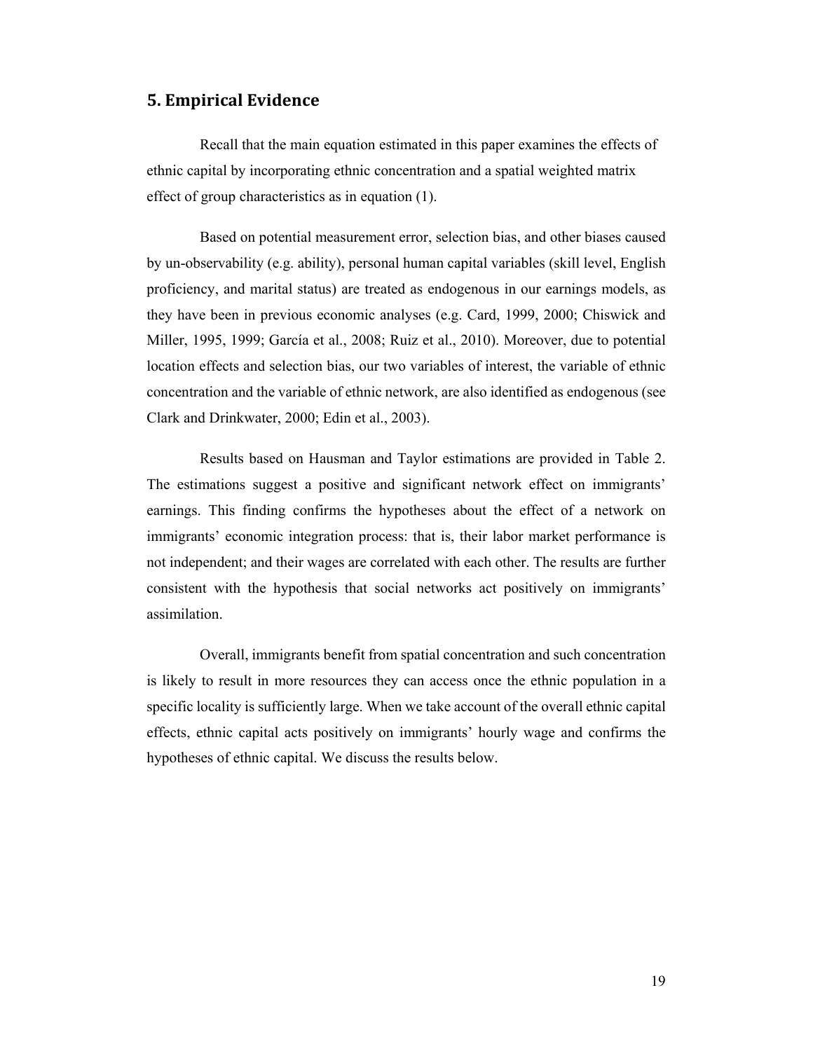## 5. Empirical Evidence

Recall that the main equation estimated in this paper examines the effects of ethnic capital by incorporating ethnic concentration and a spatial weighted matrix effect of group characteristics as in equation (1).

Based on potential measurement error, selection bias, and other biases caused by un-observability (e.g. ability), personal human capital variables (skill level, English proficiency, and marital status) are treated as endogenous in our earnings models, as they have been in previous economic analyses (e.g. Card, 1999, 2000; Chiswick and Miller, 1995, 1999; García et al., 2008; Ruiz et al., 2010). Moreover, due to potential location effects and selection bias, our two variables of interest, the variable of ethnic concentration and the variable of ethnic network, are also identified as endogenous (see Clark and Drinkwater, 2000; Edin et al., 2003).

Results based on Hausman and Taylor estimations are provided in Table 2. The estimations suggest a positive and significant network effect on immigrants' earnings. This finding confirms the hypotheses about the effect of a network on immigrants' economic integration process: that is, their labor market performance is not independent; and their wages are correlated with each other. The results are further consistent with the hypothesis that social networks act positively on immigrants' assimilation.

Overall, immigrants benefit from spatial concentration and such concentration is likely to result in more resources they can access once the ethnic population in a specific locality is sufficiently large. When we take account of the overall ethnic capital effects, ethnic capital acts positively on immigrants' hourly wage and confirms the hypotheses of ethnic capital. We discuss the results below.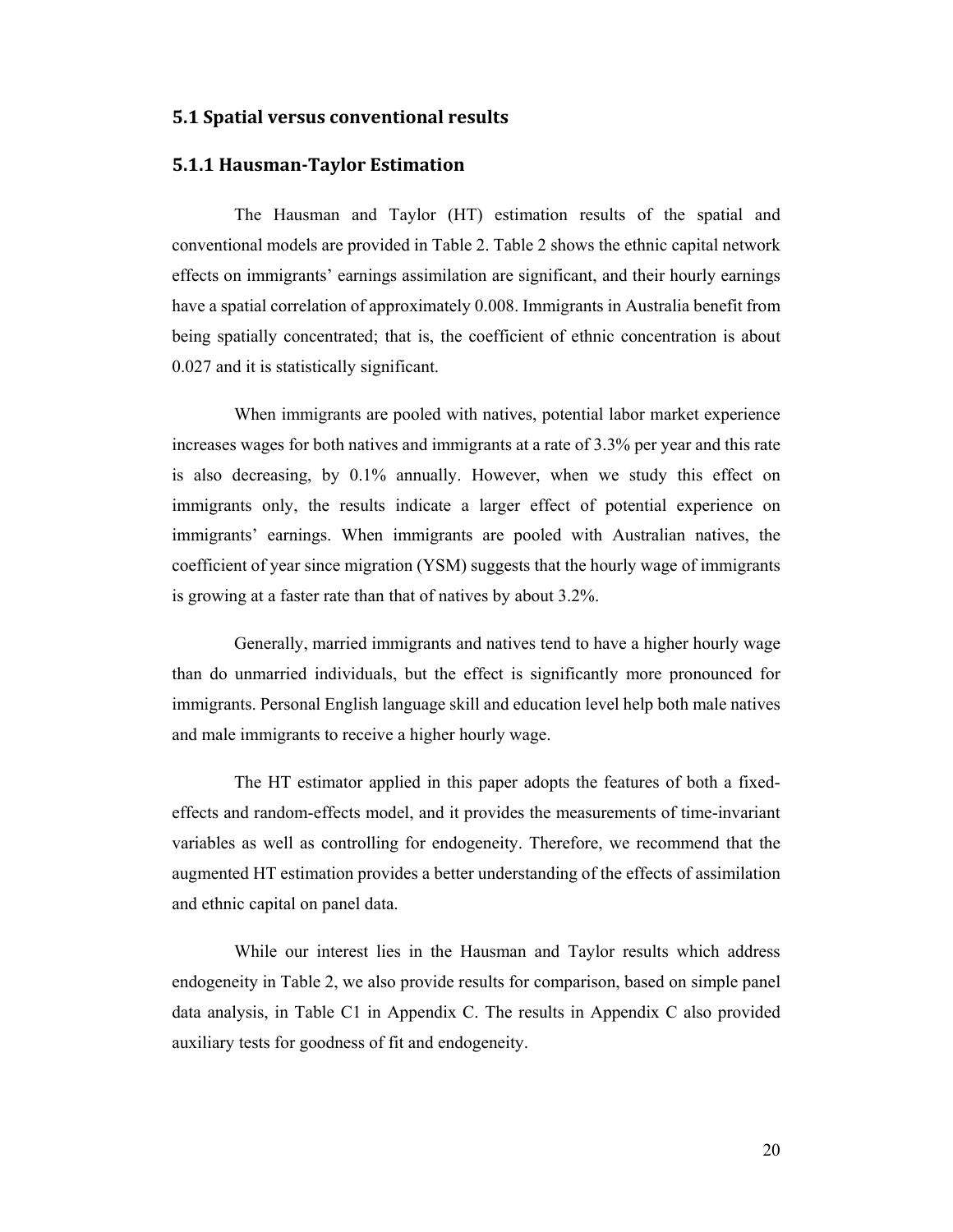## 5.1 Spatial versus conventional results

### 5.1.1 Hausman-Taylor Estimation

The Hausman and Taylor (HT) estimation results of the spatial and conventional models are provided in Table 2. Table 2 shows the ethnic capital network effects on immigrants' earnings assimilation are significant, and their hourly earnings have a spatial correlation of approximately 0.008. Immigrants in Australia benefit from being spatially concentrated; that is, the coefficient of ethnic concentration is about 0.027 and it is statistically significant.

When immigrants are pooled with natives, potential labor market experience increases wages for both natives and immigrants at a rate of 3.3% per year and this rate is also decreasing, by 0.1% annually. However, when we study this effect on immigrants only, the results indicate a larger effect of potential experience on immigrants' earnings. When immigrants are pooled with Australian natives, the coefficient of year since migration (YSM) suggests that the hourly wage of immigrants is growing at a faster rate than that of natives by about 3.2%.

Generally, married immigrants and natives tend to have a higher hourly wage than do unmarried individuals, but the effect is significantly more pronounced for immigrants. Personal English language skill and education level help both male natives and male immigrants to receive a higher hourly wage.

The HT estimator applied in this paper adopts the features of both a fixed-effects and random-effects model, and it provides the measurements of time-invariant variables as well as controlling for endogeneity. Therefore, we recommend that the augmented HT estimation provides a better understanding of the effects of assimilation and ethnic capital on panel data.

While our interest lies in the Hausman and Taylor results which address endogeneity in Table 2, we also provide results for comparison, based on simple panel data analysis, in Table C1 in Appendix C. The results in Appendix C also provided auxiliary tests for goodness of fit and endogeneity.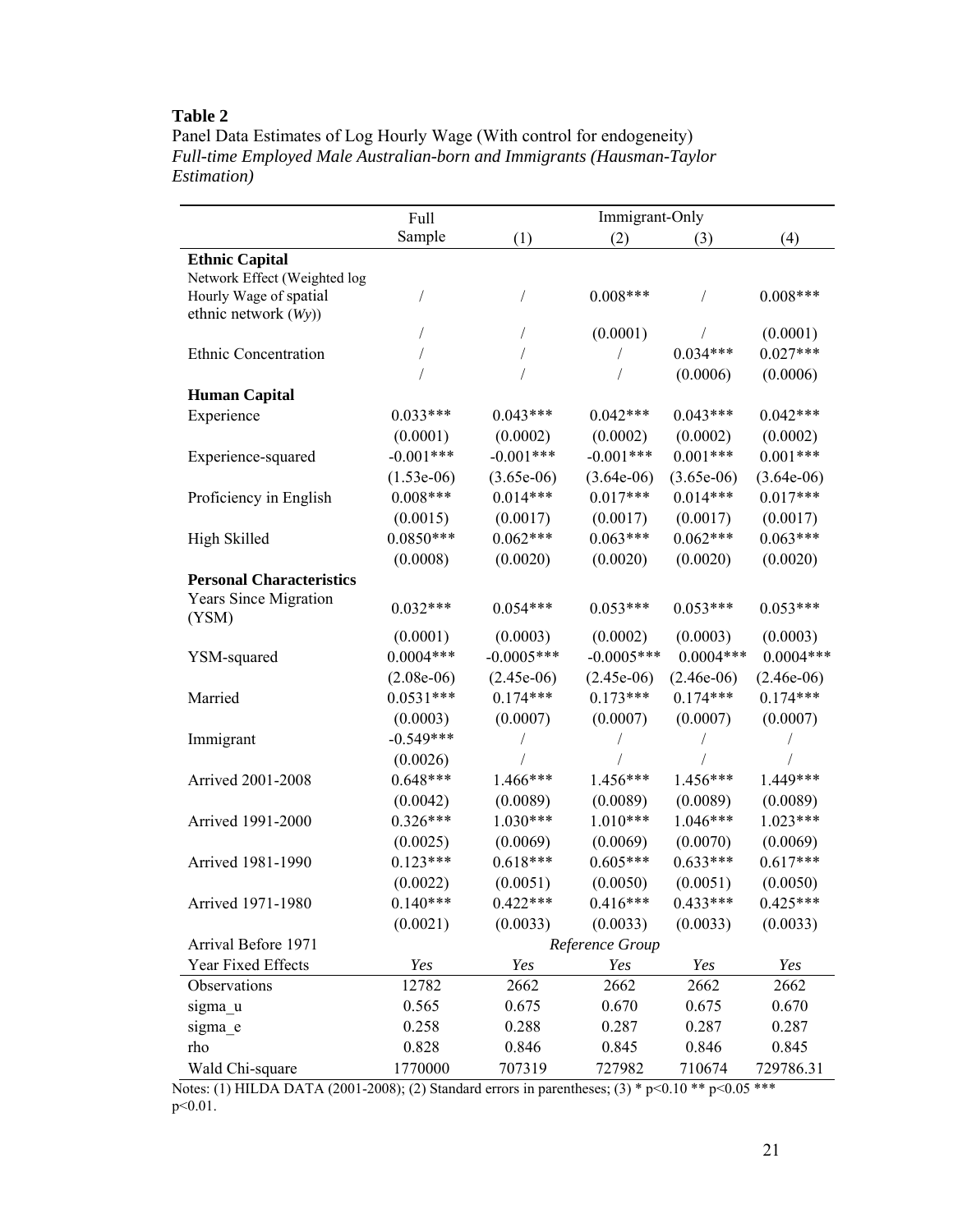**Table 2**

Panel Data Estimates of Log Hourly Wage (With control for endogeneity)
*Full-time Employed Male Australian-born and Immigrants (Hausman-Taylor Estimation)*

| | Full Sample | Immigrant-Only (1) | (2) | (3) | (4) |
|---|---|---|---|---|---|
| **Ethnic Capital** | | | | | |
| Network Effect (Weighted log Hourly Wage of spatial ethnic network (*Wy*)) | / | / | 0.008*** | / | 0.008*** |
| | / | / | (0.0001) | / | (0.0001) |
| Ethnic Concentration | / | / | / | 0.034*** | 0.027*** |
| | / | / | / | (0.0006) | (0.0006) |
| **Human Capital** | | | | | |
| Experience | 0.033*** | 0.043*** | 0.042*** | 0.043*** | 0.042*** |
| | (0.0001) | (0.0002) | (0.0002) | (0.0002) | (0.0002) |
| Experience-squared | -0.001*** | -0.001*** | -0.001*** | 0.001*** | 0.001*** |
| | (1.53e-06) | (3.65e-06) | (3.64e-06) | (3.65e-06) | (3.64e-06) |
| Proficiency in English | 0.008*** | 0.014*** | 0.017*** | 0.014*** | 0.017*** |
| | (0.0015) | (0.0017) | (0.0017) | (0.0017) | (0.0017) |
| High Skilled | 0.0850*** | 0.062*** | 0.063*** | 0.062*** | 0.063*** |
| | (0.0008) | (0.0020) | (0.0020) | (0.0020) | (0.0020) |
| **Personal Characteristics** | | | | | |
| Years Since Migration (YSM) | 0.032*** | 0.054*** | 0.053*** | 0.053*** | 0.053*** |
| | (0.0001) | (0.0003) | (0.0002) | (0.0003) | (0.0003) |
| YSM-squared | 0.0004*** | -0.0005*** | -0.0005*** | 0.0004*** | 0.0004*** |
| | (2.08e-06) | (2.45e-06) | (2.45e-06) | (2.46e-06) | (2.46e-06) |
| Married | 0.0531*** | 0.174*** | 0.173*** | 0.174*** | 0.174*** |
| | (0.0003) | (0.0007) | (0.0007) | (0.0007) | (0.0007) |
| Immigrant | -0.549*** | / | / | / | / |
| | (0.0026) | / | / | / | / |
| Arrived 2001-2008 | 0.648*** | 1.466*** | 1.456*** | 1.456*** | 1.449*** |
| | (0.0042) | (0.0089) | (0.0089) | (0.0089) | (0.0089) |
| Arrived 1991-2000 | 0.326*** | 1.030*** | 1.010*** | 1.046*** | 1.023*** |
| | (0.0025) | (0.0069) | (0.0069) | (0.0070) | (0.0069) |
| Arrived 1981-1990 | 0.123*** | 0.618*** | 0.605*** | 0.633*** | 0.617*** |
| | (0.0022) | (0.0051) | (0.0050) | (0.0051) | (0.0050) |
| Arrived 1971-1980 | 0.140*** | 0.422*** | 0.416*** | 0.433*** | 0.425*** |
| | (0.0021) | (0.0033) | (0.0033) | (0.0033) | (0.0033) |
| Arrival Before 1971 | | | *Reference Group* | | |
| Year Fixed Effects | *Yes* | *Yes* | *Yes* | *Yes* | *Yes* |
| Observations | 12782 | 2662 | 2662 | 2662 | 2662 |
| sigma_u | 0.565 | 0.675 | 0.670 | 0.675 | 0.670 |
| sigma_e | 0.258 | 0.288 | 0.287 | 0.287 | 0.287 |
| rho | 0.828 | 0.846 | 0.845 | 0.846 | 0.845 |
| Wald Chi-square | 1770000 | 707319 | 727982 | 710674 | 729786.31 |

Notes: (1) HILDA DATA (2001-2008); (2) Standard errors in parentheses; (3) * p<0.10 ** p<0.05 *** p<0.01.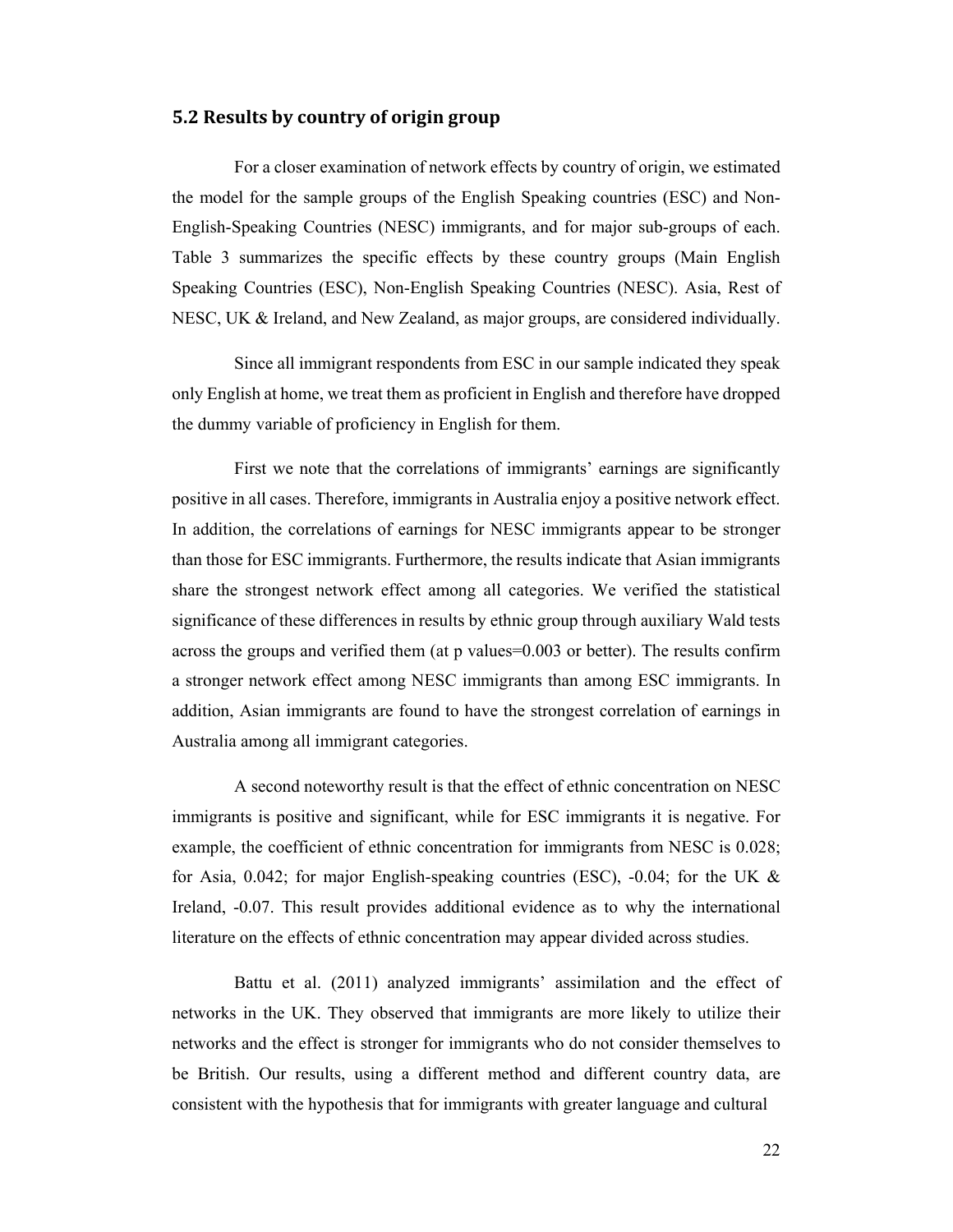## 5.2 Results by country of origin group

For a closer examination of network effects by country of origin, we estimated the model for the sample groups of the English Speaking countries (ESC) and Non-English-Speaking Countries (NESC) immigrants, and for major sub-groups of each. Table 3 summarizes the specific effects by these country groups (Main English Speaking Countries (ESC), Non-English Speaking Countries (NESC). Asia, Rest of NESC, UK & Ireland, and New Zealand, as major groups, are considered individually.

Since all immigrant respondents from ESC in our sample indicated they speak only English at home, we treat them as proficient in English and therefore have dropped the dummy variable of proficiency in English for them.

First we note that the correlations of immigrants' earnings are significantly positive in all cases. Therefore, immigrants in Australia enjoy a positive network effect. In addition, the correlations of earnings for NESC immigrants appear to be stronger than those for ESC immigrants. Furthermore, the results indicate that Asian immigrants share the strongest network effect among all categories. We verified the statistical significance of these differences in results by ethnic group through auxiliary Wald tests across the groups and verified them (at p values=0.003 or better). The results confirm a stronger network effect among NESC immigrants than among ESC immigrants. In addition, Asian immigrants are found to have the strongest correlation of earnings in Australia among all immigrant categories.

A second noteworthy result is that the effect of ethnic concentration on NESC immigrants is positive and significant, while for ESC immigrants it is negative. For example, the coefficient of ethnic concentration for immigrants from NESC is 0.028; for Asia, 0.042; for major English-speaking countries (ESC), -0.04; for the UK & Ireland, -0.07. This result provides additional evidence as to why the international literature on the effects of ethnic concentration may appear divided across studies.

Battu et al. (2011) analyzed immigrants' assimilation and the effect of networks in the UK. They observed that immigrants are more likely to utilize their networks and the effect is stronger for immigrants who do not consider themselves to be British. Our results, using a different method and different country data, are consistent with the hypothesis that for immigrants with greater language and cultural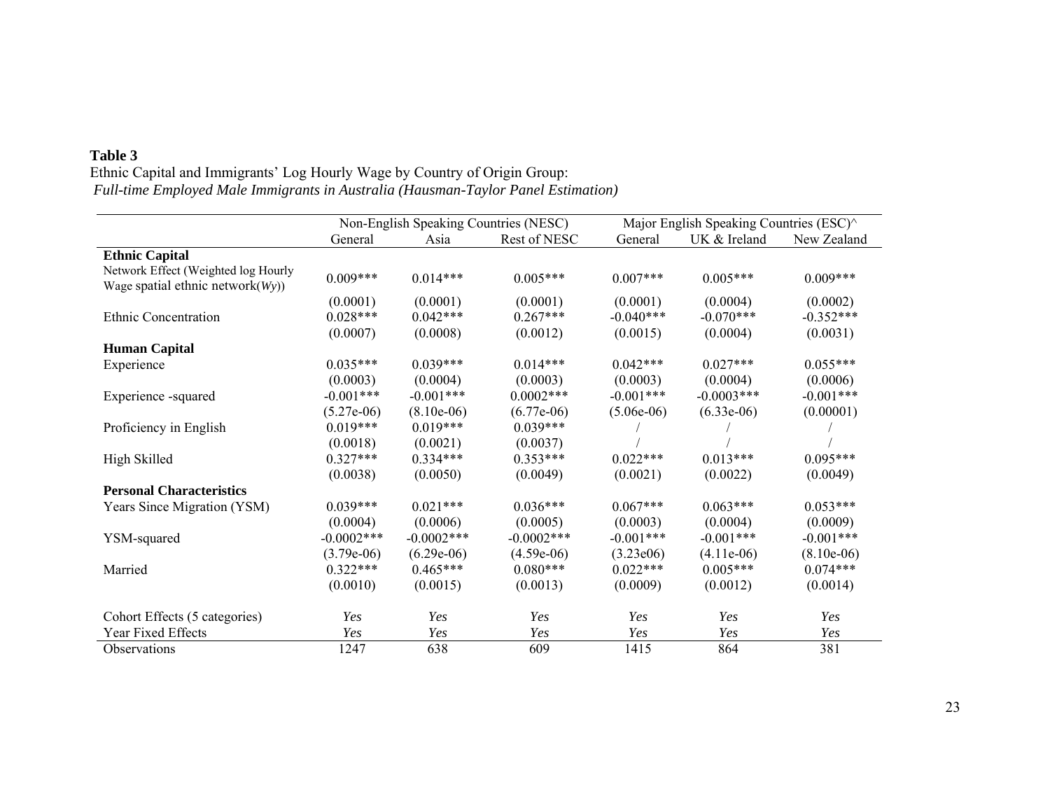**Table 3**

Ethnic Capital and Immigrants' Log Hourly Wage by Country of Origin Group:
*Full-time Employed Male Immigrants in Australia (Hausman-Taylor Panel Estimation)*

| | Non-English Speaking Countries (NESC) | | | Major English Speaking Countries (ESC)^ | | |
|---|---|---|---|---|---|---|
| | General | Asia | Rest of NESC | General | UK & Ireland | New Zealand |
| **Ethnic Capital** | | | | | | |
| Network Effect (Weighted log Hourly Wage spatial ethnic network(*Wy*)) | 0.009*** | 0.014*** | 0.005*** | 0.007*** | 0.005*** | 0.009*** |
| | (0.0001) | (0.0001) | (0.0001) | (0.0001) | (0.0004) | (0.0002) |
| Ethnic Concentration | 0.028*** | 0.042*** | 0.267*** | -0.040*** | -0.070*** | -0.352*** |
| | (0.0007) | (0.0008) | (0.0012) | (0.0015) | (0.0004) | (0.0031) |
| **Human Capital** | | | | | | |
| Experience | 0.035*** | 0.039*** | 0.014*** | 0.042*** | 0.027*** | 0.055*** |
| | (0.0003) | (0.0004) | (0.0003) | (0.0003) | (0.0004) | (0.0006) |
| Experience -squared | -0.001*** | -0.001*** | 0.0002*** | -0.001*** | -0.0003*** | -0.001*** |
| | (5.27e-06) | (8.10e-06) | (6.77e-06) | (5.06e-06) | (6.33e-06) | (0.00001) |
| Proficiency in English | 0.019*** | 0.019*** | 0.039*** | / | / | / |
| | (0.0018) | (0.0021) | (0.0037) | / | / | / |
| High Skilled | 0.327*** | 0.334*** | 0.353*** | 0.022*** | 0.013*** | 0.095*** |
| | (0.0038) | (0.0050) | (0.0049) | (0.0021) | (0.0022) | (0.0049) |
| **Personal Characteristics** | | | | | | |
| Years Since Migration (YSM) | 0.039*** | 0.021*** | 0.036*** | 0.067*** | 0.063*** | 0.053*** |
| | (0.0004) | (0.0006) | (0.0005) | (0.0003) | (0.0004) | (0.0009) |
| YSM-squared | -0.0002*** | -0.0002*** | -0.0002*** | -0.001*** | -0.001*** | -0.001*** |
| | (3.79e-06) | (6.29e-06) | (4.59e-06) | (3.23e06) | (4.11e-06) | (8.10e-06) |
| Married | 0.322*** | 0.465*** | 0.080*** | 0.022*** | 0.005*** | 0.074*** |
| | (0.0010) | (0.0015) | (0.0013) | (0.0009) | (0.0012) | (0.0014) |
| Cohort Effects (5 categories) | *Yes* | *Yes* | *Yes* | *Yes* | *Yes* | *Yes* |
| Year Fixed Effects | *Yes* | *Yes* | *Yes* | *Yes* | *Yes* | *Yes* |
| Observations | 1247 | 638 | 609 | 1415 | 864 | 381 |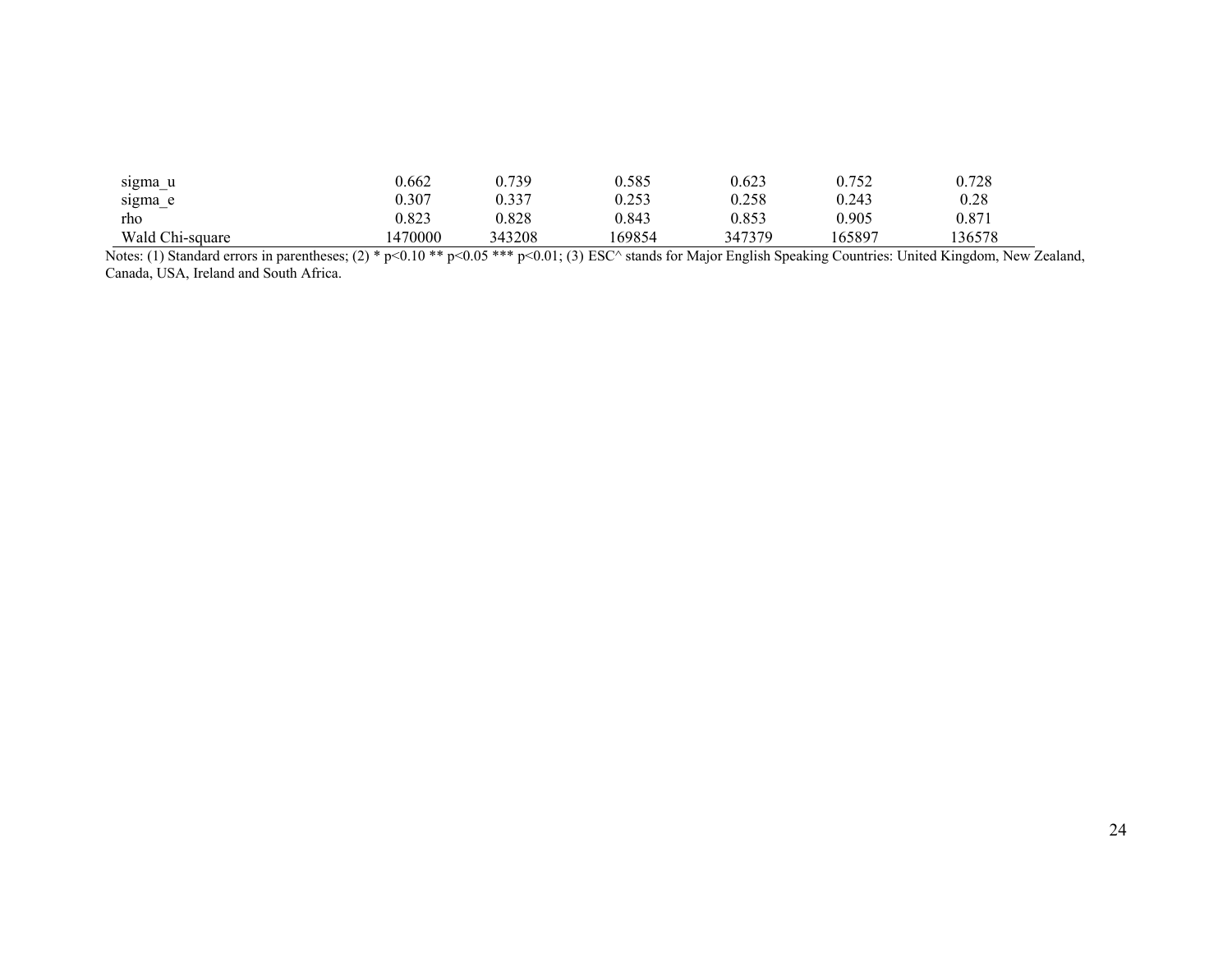| | | | | | | |
|---|---|---|---|---|---|---|
| sigma_u | 0.662 | 0.739 | 0.585 | 0.623 | 0.752 | 0.728 |
| sigma_e | 0.307 | 0.337 | 0.253 | 0.258 | 0.243 | 0.28 |
| rho | 0.823 | 0.828 | 0.843 | 0.853 | 0.905 | 0.871 |
| Wald Chi-square | 1470000 | 343208 | 169854 | 347379 | 165897 | 136578 |

Notes: (1) Standard errors in parentheses; (2) * p<0.10 ** p<0.05 *** p<0.01; (3) ESC^ stands for Major English Speaking Countries: United Kingdom, New Zealand, Canada, USA, Ireland and South Africa.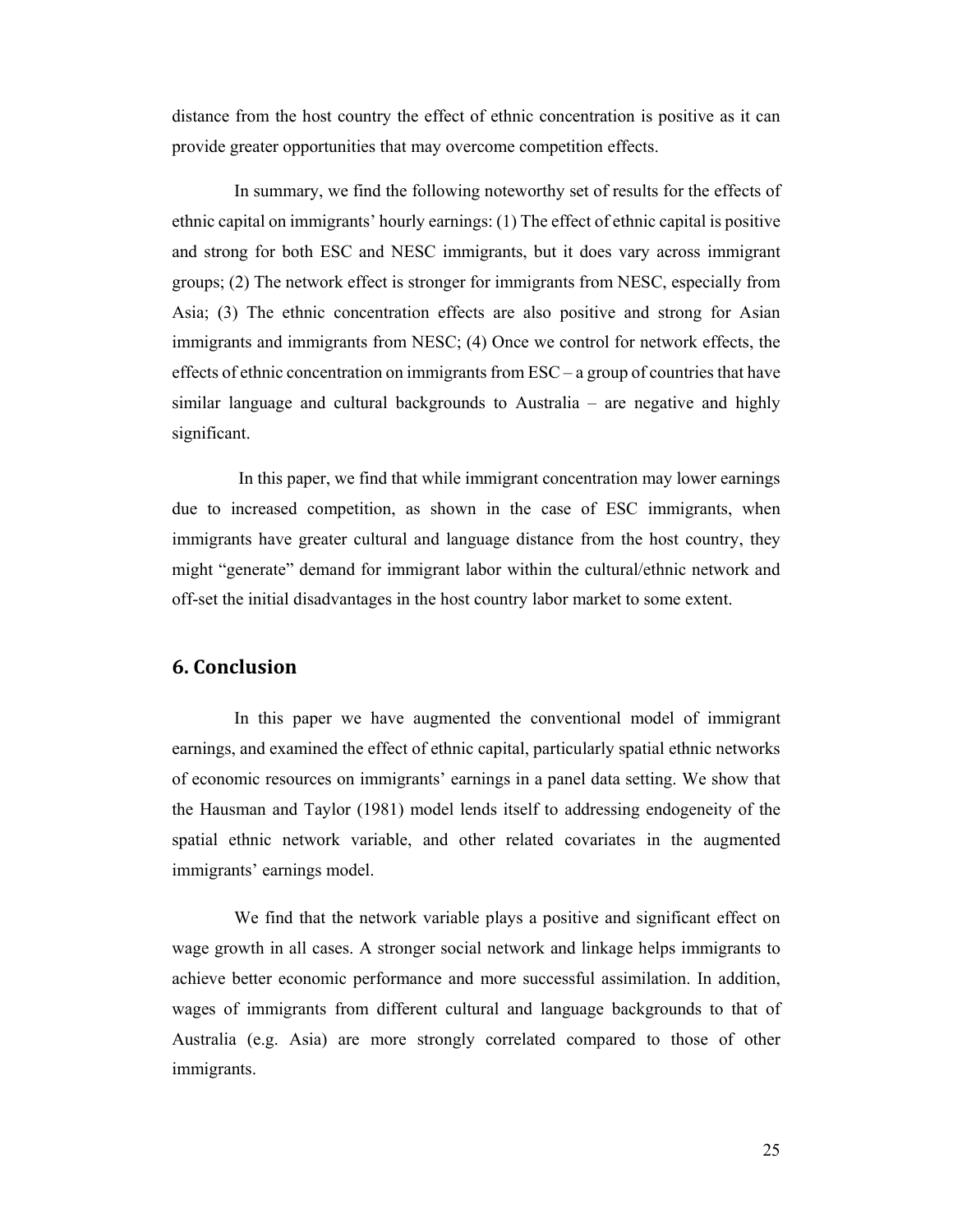distance from the host country the effect of ethnic concentration is positive as it can provide greater opportunities that may overcome competition effects.

In summary, we find the following noteworthy set of results for the effects of ethnic capital on immigrants' hourly earnings: (1) The effect of ethnic capital is positive and strong for both ESC and NESC immigrants, but it does vary across immigrant groups; (2) The network effect is stronger for immigrants from NESC, especially from Asia; (3) The ethnic concentration effects are also positive and strong for Asian immigrants and immigrants from NESC; (4) Once we control for network effects, the effects of ethnic concentration on immigrants from ESC – a group of countries that have similar language and cultural backgrounds to Australia – are negative and highly significant.

In this paper, we find that while immigrant concentration may lower earnings due to increased competition, as shown in the case of ESC immigrants, when immigrants have greater cultural and language distance from the host country, they might "generate" demand for immigrant labor within the cultural/ethnic network and off-set the initial disadvantages in the host country labor market to some extent.

## 6. Conclusion

In this paper we have augmented the conventional model of immigrant earnings, and examined the effect of ethnic capital, particularly spatial ethnic networks of economic resources on immigrants' earnings in a panel data setting. We show that the Hausman and Taylor (1981) model lends itself to addressing endogeneity of the spatial ethnic network variable, and other related covariates in the augmented immigrants' earnings model.

We find that the network variable plays a positive and significant effect on wage growth in all cases. A stronger social network and linkage helps immigrants to achieve better economic performance and more successful assimilation. In addition, wages of immigrants from different cultural and language backgrounds to that of Australia (e.g. Asia) are more strongly correlated compared to those of other immigrants.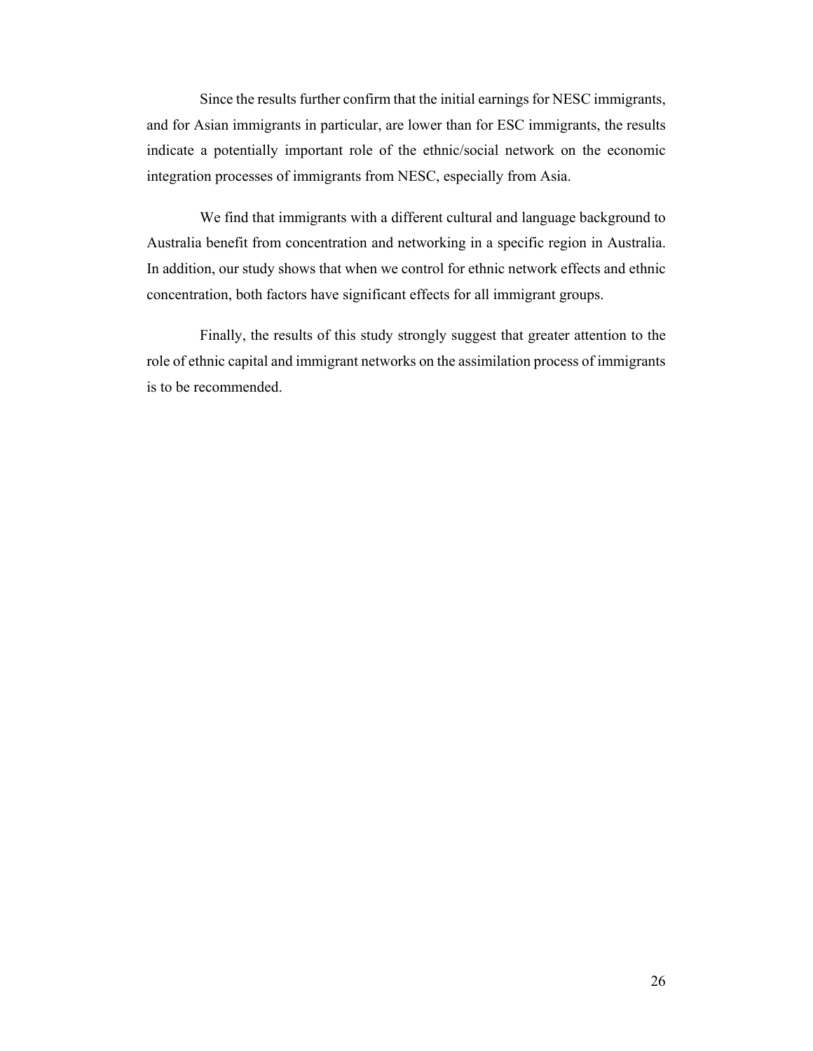Since the results further confirm that the initial earnings for NESC immigrants, and for Asian immigrants in particular, are lower than for ESC immigrants, the results indicate a potentially important role of the ethnic/social network on the economic integration processes of immigrants from NESC, especially from Asia.

We find that immigrants with a different cultural and language background to Australia benefit from concentration and networking in a specific region in Australia. In addition, our study shows that when we control for ethnic network effects and ethnic concentration, both factors have significant effects for all immigrant groups.

Finally, the results of this study strongly suggest that greater attention to the role of ethnic capital and immigrant networks on the assimilation process of immigrants is to be recommended.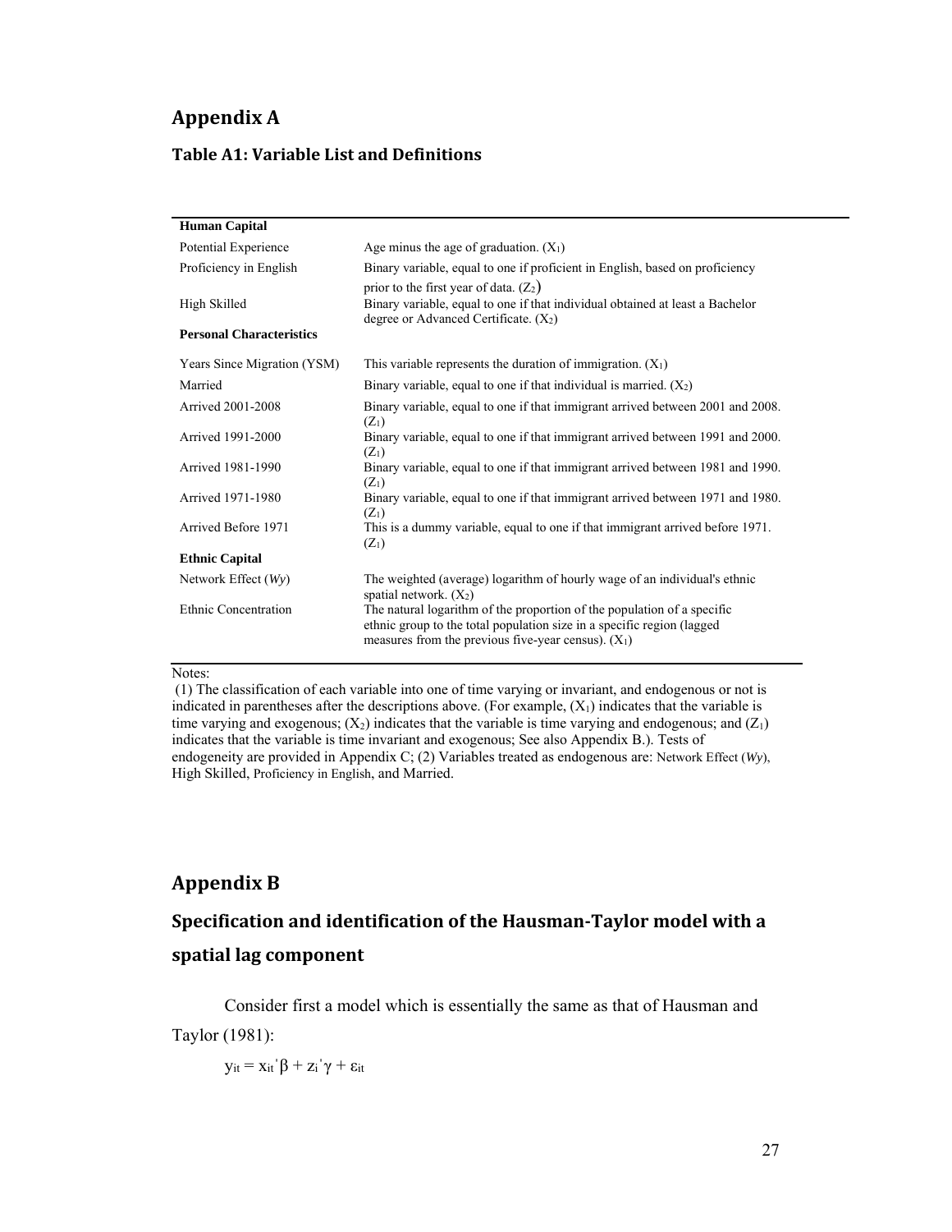# Appendix A

### Table A1: Variable List and Definitions

| | |
|---|---|
| **Human Capital** | |
| Potential Experience | Age minus the age of graduation. ($X_1$) |
| Proficiency in English | Binary variable, equal to one if proficient in English, based on proficiency prior to the first year of data. ($Z_2$) |
| High Skilled | Binary variable, equal to one if that individual obtained at least a Bachelor degree or Advanced Certificate. ($X_2$) |
| **Personal Characteristics** | |
| Years Since Migration (YSM) | This variable represents the duration of immigration. ($X_1$) |
| Married | Binary variable, equal to one if that individual is married. ($X_2$) |
| Arrived 2001-2008 | Binary variable, equal to one if that immigrant arrived between 2001 and 2008. ($Z_1$) |
| Arrived 1991-2000 | Binary variable, equal to one if that immigrant arrived between 1991 and 2000. ($Z_1$) |
| Arrived 1981-1990 | Binary variable, equal to one if that immigrant arrived between 1981 and 1990. ($Z_1$) |
| Arrived 1971-1980 | Binary variable, equal to one if that immigrant arrived between 1971 and 1980. ($Z_1$) |
| Arrived Before 1971 | This is a dummy variable, equal to one if that immigrant arrived before 1971. ($Z_1$) |
| **Ethnic Capital** | |
| Network Effect (*Wy*) | The weighted (average) logarithm of hourly wage of an individual's ethnic spatial network. ($X_2$) |
| Ethnic Concentration | The natural logarithm of the proportion of the population of a specific ethnic group to the total population size in a specific region (lagged measures from the previous five-year census). ($X_1$) |

Notes:
(1) The classification of each variable into one of time varying or invariant, and endogenous or not is indicated in parentheses after the descriptions above. (For example, ($X_1$) indicates that the variable is time varying and exogenous; ($X_2$) indicates that the variable is time varying and endogenous; and ($Z_1$) indicates that the variable is time invariant and exogenous; See also Appendix B.). Tests of endogeneity are provided in Appendix C; (2) Variables treated as endogenous are: Network Effect (*Wy*), High Skilled, Proficiency in English, and Married.

# Appendix B

## Specification and identification of the Hausman-Taylor model with a spatial lag component

Consider first a model which is essentially the same as that of Hausman and Taylor (1981):

$$y_{it} = x_{it}'\beta + z_i'\gamma + \varepsilon_{it}$$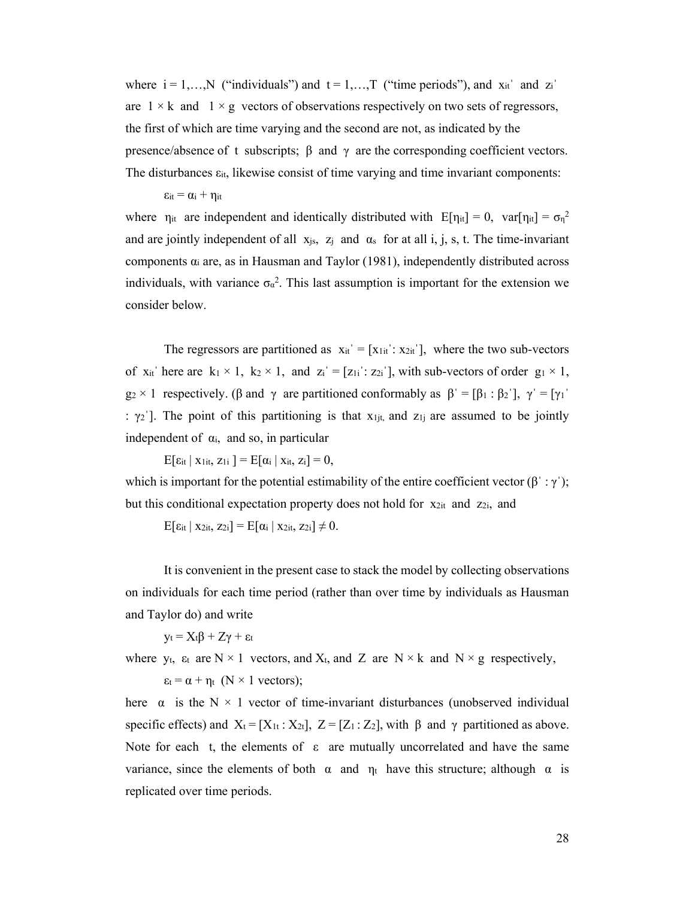where $i = 1,\ldots,N$ ("individuals") and $t = 1,\ldots,T$ ("time periods"), and $x_{it}'$ and $z_i'$ are $1 \times k$ and $1 \times g$ vectors of observations respectively on two sets of regressors, the first of which are time varying and the second are not, as indicated by the presence/absence of $t$ subscripts; $\beta$ and $\gamma$ are the corresponding coefficient vectors. The disturbances $\varepsilon_{it}$, likewise consist of time varying and time invariant components:

$$\varepsilon_{it} = \alpha_i + \eta_{it}$$

where $\eta_{it}$ are independent and identically distributed with $E[\eta_{it}] = 0$, $\text{var}[\eta_{it}] = \sigma_\eta^2$ and are jointly independent of all $x_{js}$, $z_j$ and $\alpha_s$ for at all i, j, s, t. The time-invariant components $\alpha_i$ are, as in Hausman and Taylor (1981), independently distributed across individuals, with variance $\sigma_\alpha^2$. This last assumption is important for the extension we consider below.

The regressors are partitioned as $x_{it}' = [x_{1it}' : x_{2it}']$, where the two sub-vectors of $x_{it}'$ here are $k_1 \times 1$, $k_2 \times 1$, and $z_i' = [z_{1i}' : z_{2i}']$, with sub-vectors of order $g_1 \times 1$, $g_2 \times 1$ respectively. ($\beta$ and $\gamma$ are partitioned conformably as $\beta' = [\beta_1 : \beta_2']$, $\gamma' = [\gamma_1' : \gamma_2']$. The point of this partitioning is that $x_{1jt,}$ and $z_{1j}$ are assumed to be jointly independent of $\alpha_i$, and so, in particular

$$E[\varepsilon_{it} \mid x_{1it}, z_{1i}] = E[\alpha_i \mid x_{it}, z_i] = 0,$$

which is important for the potential estimability of the entire coefficient vector $(\beta' : \gamma')$; but this conditional expectation property does not hold for $x_{2it}$ and $z_{2i}$, and

$$E[\varepsilon_{it} \mid x_{2it}, z_{2i}] = E[\alpha_i \mid x_{2it}, z_{2i}] \neq 0.$$

It is convenient in the present case to stack the model by collecting observations on individuals for each time period (rather than over time by individuals as Hausman and Taylor do) and write

$$y_t = X_t\beta + Z\gamma + \varepsilon_t$$

where $y_t$, $\varepsilon_t$ are $N \times 1$ vectors, and $X_t$, and $Z$ are $N \times k$ and $N \times g$ respectively,

$$\varepsilon_t = \alpha + \eta_t \quad (N \times 1 \text{ vectors});$$

here $\alpha$ is the $N \times 1$ vector of time-invariant disturbances (unobserved individual specific effects) and $X_t = [X_{1t} : X_{2t}]$, $Z = [Z_1 : Z_2]$, with $\beta$ and $\gamma$ partitioned as above. Note for each $t$, the elements of $\varepsilon$ are mutually uncorrelated and have the same variance, since the elements of both $\alpha$ and $\eta_t$ have this structure; although $\alpha$ is replicated over time periods.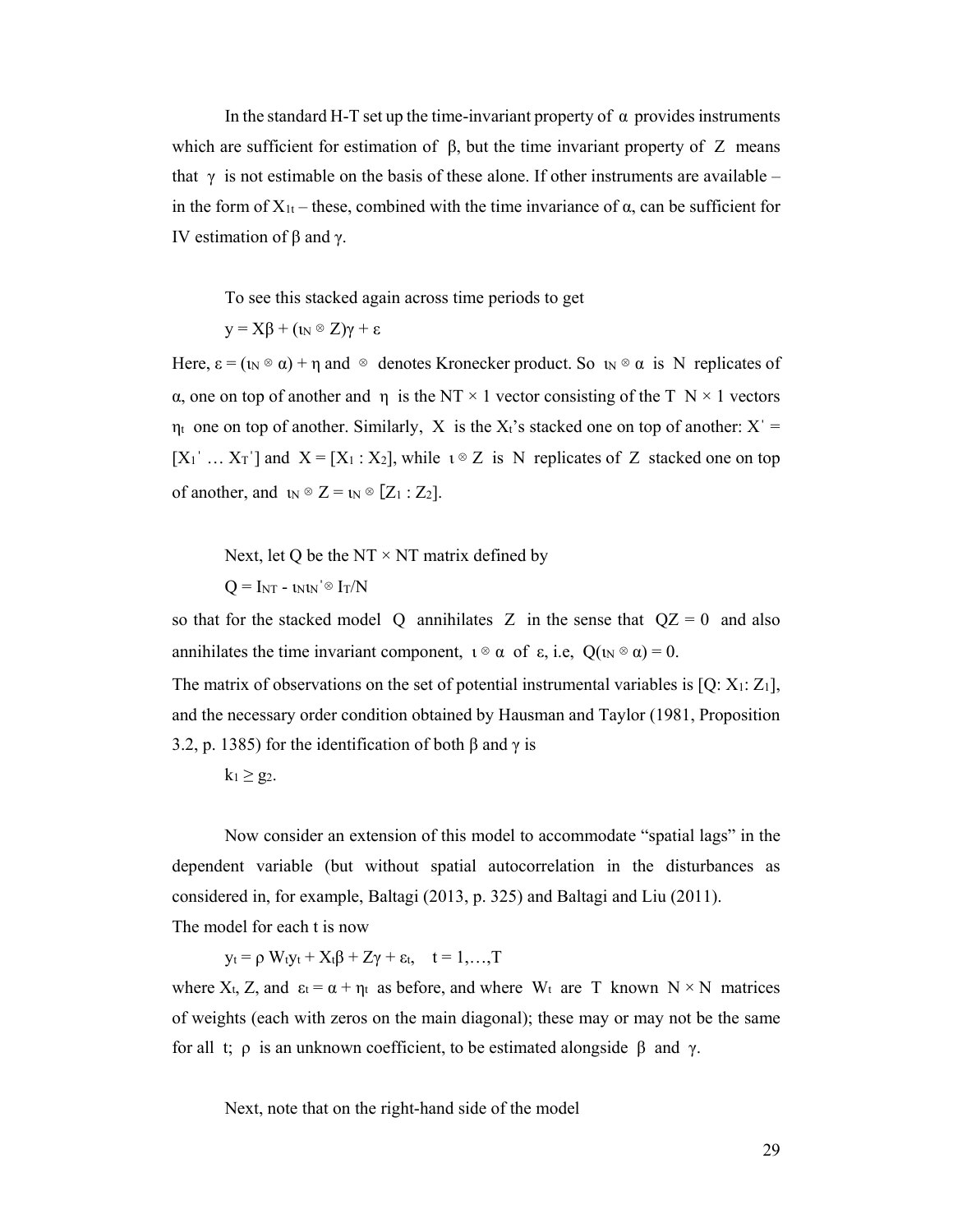In the standard H-T set up the time-invariant property of $\alpha$ provides instruments which are sufficient for estimation of $\beta$, but the time invariant property of $Z$ means that $\gamma$ is not estimable on the basis of these alone. If other instruments are available – in the form of $X_{1t}$ – these, combined with the time invariance of $\alpha$, can be sufficient for IV estimation of $\beta$ and $\gamma$.

To see this stacked again across time periods to get

$$y = X\beta + (\iota_N \otimes Z)\gamma + \varepsilon$$

Here, $\varepsilon = (\iota_N \otimes \alpha) + \eta$ and $\otimes$ denotes Kronecker product. So $\iota_N \otimes \alpha$ is $N$ replicates of $\alpha$, one on top of another and $\eta$ is the $NT \times 1$ vector consisting of the $T$ $N \times 1$ vectors $\eta_t$ one on top of another. Similarly, $X$ is the $X_t$'s stacked one on top of another: $X' = [X_1' \ldots X_T']$ and $X = [X_1 : X_2]$, while $\iota \otimes Z$ is $N$ replicates of $Z$ stacked one on top of another, and $\iota_N \otimes Z = \iota_N \otimes [Z_1 : Z_2]$.

Next, let Q be the $NT \times NT$ matrix defined by

$$Q = I_{NT} - \iota_N\iota_N' \otimes I_T/N$$

so that for the stacked model $Q$ annihilates $Z$ in the sense that $QZ = 0$ and also annihilates the time invariant component, $\iota \otimes \alpha$ of $\varepsilon$, i.e, $Q(\iota_N \otimes \alpha) = 0$.

The matrix of observations on the set of potential instrumental variables is $[Q: X_1: Z_1]$, and the necessary order condition obtained by Hausman and Taylor (1981, Proposition 3.2, p. 1385) for the identification of both $\beta$ and $\gamma$ is

$$k_1 \geq g_2.$$

Now consider an extension of this model to accommodate "spatial lags" in the dependent variable (but without spatial autocorrelation in the disturbances as considered in, for example, Baltagi (2013, p. 325) and Baltagi and Liu (2011).

The model for each t is now

$$y_t = \rho W_t y_t + X_t\beta + Z\gamma + \varepsilon_t, \quad t = 1,\ldots,T$$

where $X_t$, $Z$, and $\varepsilon_t = \alpha + \eta_t$ as before, and where $W_t$ are $T$ known $N \times N$ matrices of weights (each with zeros on the main diagonal); these may or may not be the same for all $t$; $\rho$ is an unknown coefficient, to be estimated alongside $\beta$ and $\gamma$.

Next, note that on the right-hand side of the model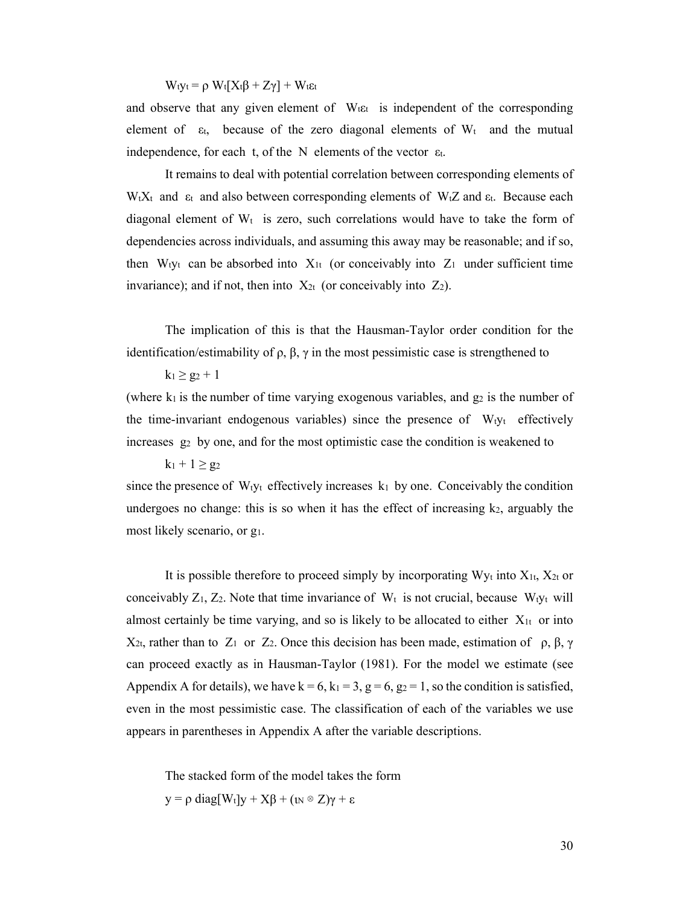$$W_t y_t = \rho\, W_t[X_t\beta + Z\gamma] + W_t\varepsilon_t$$

and observe that any given element of $W_t\varepsilon_t$ is independent of the corresponding element of $\varepsilon_t$, because of the zero diagonal elements of $W_t$ and the mutual independence, for each $t$, of the $N$ elements of the vector $\varepsilon_t$.

It remains to deal with potential correlation between corresponding elements of $W_tX_t$ and $\varepsilon_t$ and also between corresponding elements of $W_tZ$ and $\varepsilon_t$. Because each diagonal element of $W_t$ is zero, such correlations would have to take the form of dependencies across individuals, and assuming this away may be reasonable; and if so, then $W_ty_t$ can be absorbed into $X_{1t}$ (or conceivably into $Z_1$ under sufficient time invariance); and if not, then into $X_{2t}$ (or conceivably into $Z_2$).

The implication of this is that the Hausman-Taylor order condition for the identification/estimability of $\rho$, $\beta$, $\gamma$ in the most pessimistic case is strengthened to

$$k_1 \geq g_2 + 1$$

(where $k_1$ is the number of time varying exogenous variables, and $g_2$ is the number of the time-invariant endogenous variables) since the presence of $W_ty_t$ effectively increases $g_2$ by one, and for the most optimistic case the condition is weakened to

$$k_1 + 1 \geq g_2$$

since the presence of $W_ty_t$ effectively increases $k_1$ by one. Conceivably the condition undergoes no change: this is so when it has the effect of increasing $k_2$, arguably the most likely scenario, or $g_1$.

It is possible therefore to proceed simply by incorporating $Wy_t$ into $X_{1t}$, $X_{2t}$ or conceivably $Z_1$, $Z_2$. Note that time invariance of $W_t$ is not crucial, because $W_ty_t$ will almost certainly be time varying, and so is likely to be allocated to either $X_{1t}$ or into $X_{2t}$, rather than to $Z_1$ or $Z_2$. Once this decision has been made, estimation of $\rho$, $\beta$, $\gamma$ can proceed exactly as in Hausman-Taylor (1981). For the model we estimate (see Appendix A for details), we have $k = 6$, $k_1 = 3$, $g = 6$, $g_2 = 1$, so the condition is satisfied, even in the most pessimistic case. The classification of each of the variables we use appears in parentheses in Appendix A after the variable descriptions.

The stacked form of the model takes the form

$$y = \rho\, \mathrm{diag}[W_t]y + X\beta + (\iota_N \otimes Z)\gamma + \varepsilon$$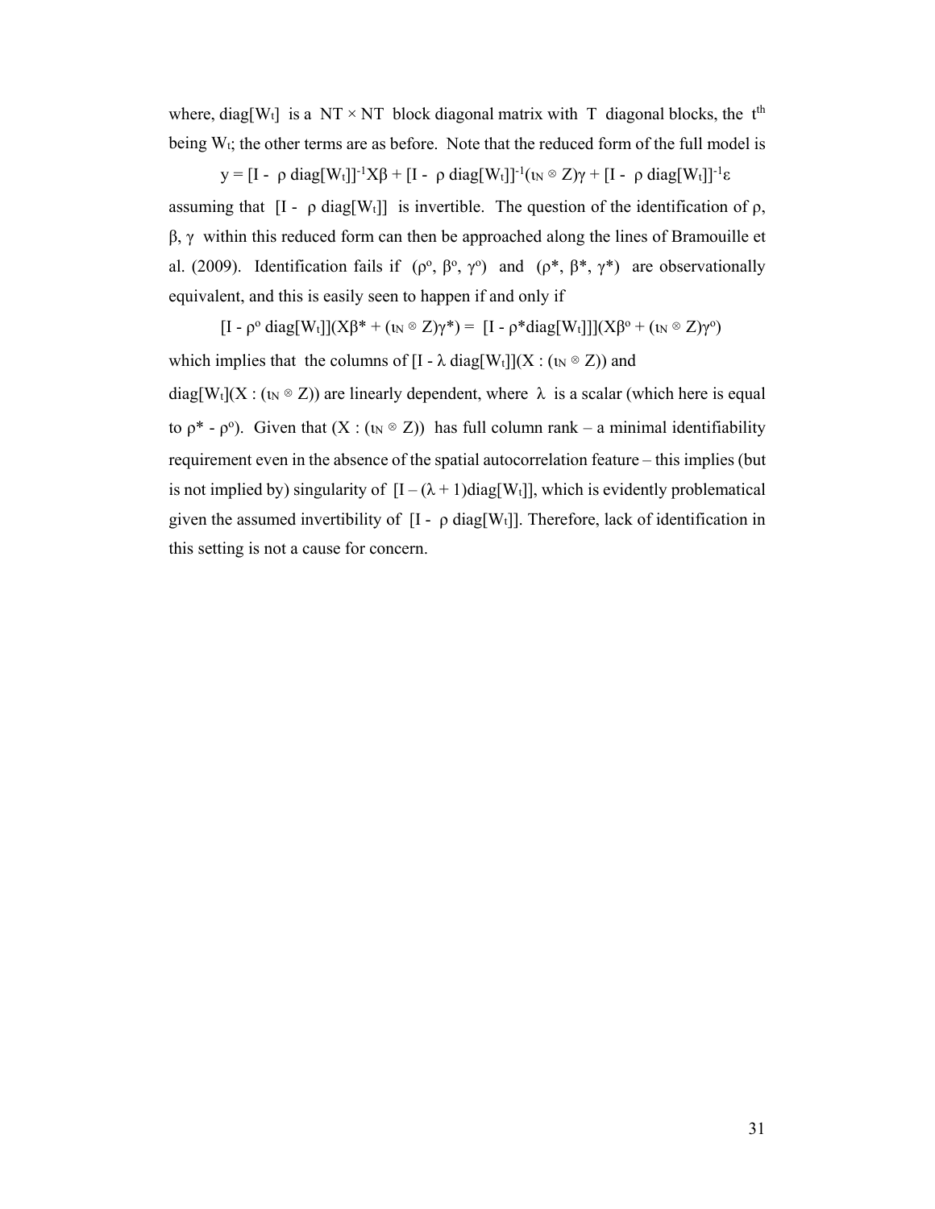where, $\text{diag}[W_t]$ is a $NT \times NT$ block diagonal matrix with $T$ diagonal blocks, the $t^{th}$ being $W_t$; the other terms are as before. Note that the reduced form of the full model is

$$y = [I - \rho \, \text{diag}[W_t]]^{-1}X\beta + [I - \rho \, \text{diag}[W_t]]^{-1}(\iota_N \otimes Z)\gamma + [I - \rho \, \text{diag}[W_t]]^{-1}\varepsilon$$

assuming that $[I - \rho \, \text{diag}[W_t]]$ is invertible. The question of the identification of $\rho$, $\beta$, $\gamma$ within this reduced form can then be approached along the lines of Bramouille et al. (2009). Identification fails if $(\rho^o, \beta^o, \gamma^o)$ and $(\rho^*, \beta^*, \gamma^*)$ are observationally equivalent, and this is easily seen to happen if and only if

$$[I - \rho^o \, \text{diag}[W_t]](X\beta^* + (\iota_N \otimes Z)\gamma^*) = [I - \rho^* \text{diag}[W_t]]](X\beta^o + (\iota_N \otimes Z)\gamma^o)$$

which implies that the columns of $[I - \lambda \, \text{diag}[W_t]](X : (\iota_N \otimes Z))$ and $\text{diag}[W_t](X : (\iota_N \otimes Z))$ are linearly dependent, where $\lambda$ is a scalar (which here is equal to $\rho^* - \rho^o$). Given that $(X : (\iota_N \otimes Z))$ has full column rank – a minimal identifiability requirement even in the absence of the spatial autocorrelation feature – this implies (but is not implied by) singularity of $[I - (\lambda + 1)\text{diag}[W_t]]$, which is evidently problematical given the assumed invertibility of $[I - \rho \, \text{diag}[W_t]]$. Therefore, lack of identification in this setting is not a cause for concern.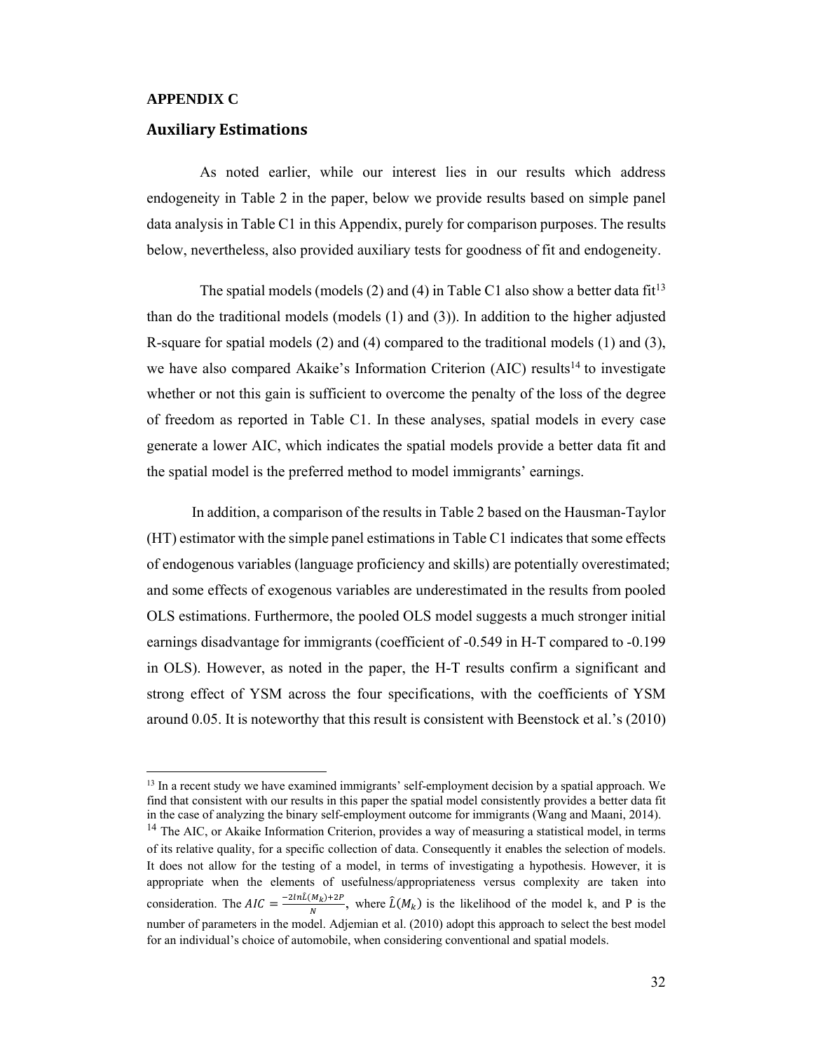**APPENDIX C**

## Auxiliary Estimations

As noted earlier, while our interest lies in our results which address endogeneity in Table 2 in the paper, below we provide results based on simple panel data analysis in Table C1 in this Appendix, purely for comparison purposes. The results below, nevertheless, also provided auxiliary tests for goodness of fit and endogeneity.

The spatial models (models (2) and (4) in Table C1 also show a better data fit[13] than do the traditional models (models (1) and (3)). In addition to the higher adjusted R-square for spatial models (2) and (4) compared to the traditional models (1) and (3), we have also compared Akaike's Information Criterion (AIC) results[14] to investigate whether or not this gain is sufficient to overcome the penalty of the loss of the degree of freedom as reported in Table C1. In these analyses, spatial models in every case generate a lower AIC, which indicates the spatial models provide a better data fit and the spatial model is the preferred method to model immigrants' earnings.

In addition, a comparison of the results in Table 2 based on the Hausman-Taylor (HT) estimator with the simple panel estimations in Table C1 indicates that some effects of endogenous variables (language proficiency and skills) are potentially overestimated; and some effects of exogenous variables are underestimated in the results from pooled OLS estimations. Furthermore, the pooled OLS model suggests a much stronger initial earnings disadvantage for immigrants (coefficient of -0.549 in H-T compared to -0.199 in OLS). However, as noted in the paper, the H-T results confirm a significant and strong effect of YSM across the four specifications, with the coefficients of YSM around 0.05. It is noteworthy that this result is consistent with Beenstock et al.'s (2010)

---

[13] In a recent study we have examined immigrants' self-employment decision by a spatial approach. We find that consistent with our results in this paper the spatial model consistently provides a better data fit in the case of analyzing the binary self-employment outcome for immigrants (Wang and Maani, 2014).

[14] The AIC, or Akaike Information Criterion, provides a way of measuring a statistical model, in terms of its relative quality, for a specific collection of data. Consequently it enables the selection of models. It does not allow for the testing of a model, in terms of investigating a hypothesis. However, it is appropriate when the elements of usefulness/appropriateness versus complexity are taken into consideration. The $AIC = \frac{-2ln\hat{L}(M_k)+2P}{N}$, where $\hat{L}(M_k)$ is the likelihood of the model k, and P is the number of parameters in the model. Adjemian et al. (2010) adopt this approach to select the best model for an individual's choice of automobile, when considering conventional and spatial models.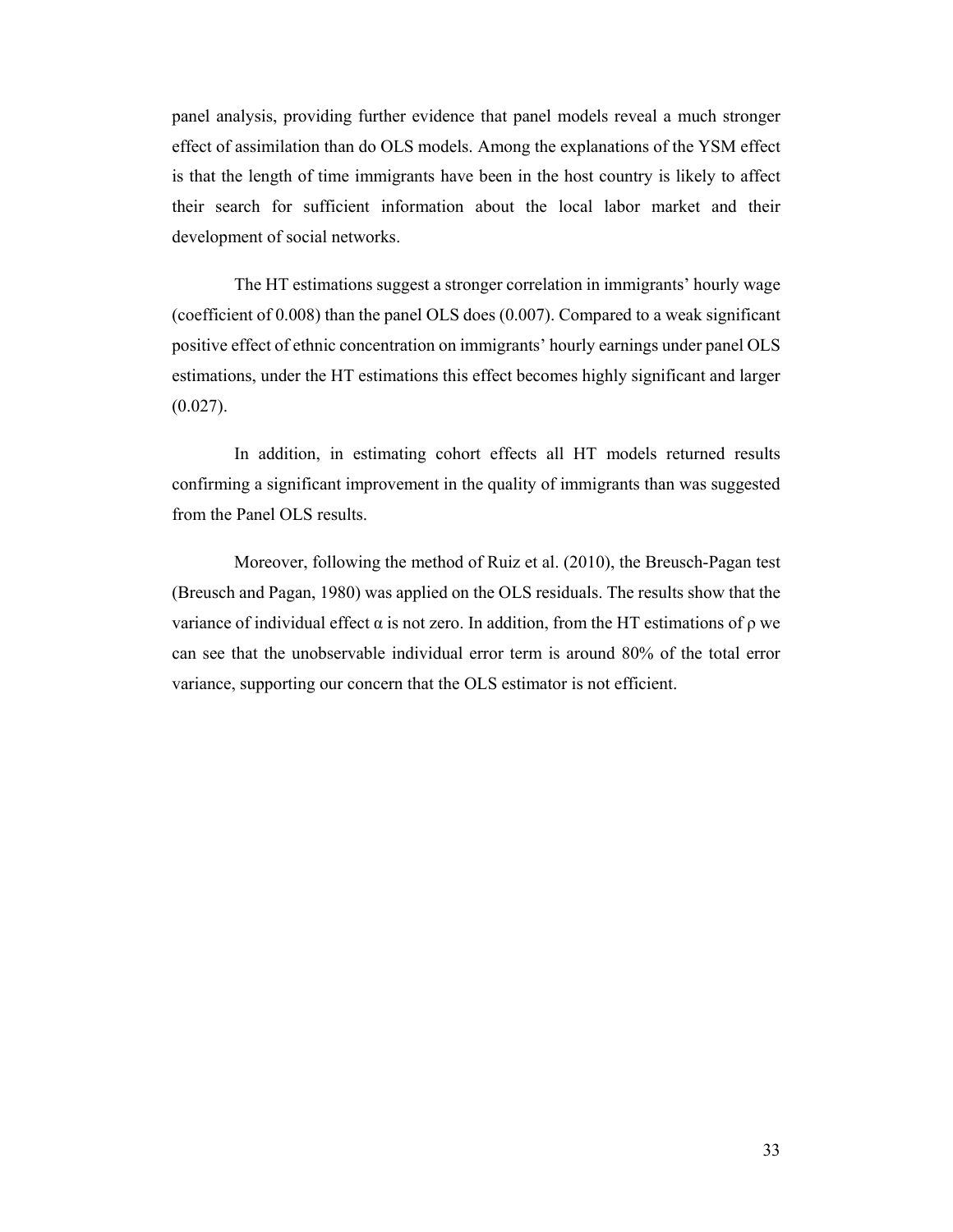panel analysis, providing further evidence that panel models reveal a much stronger effect of assimilation than do OLS models. Among the explanations of the YSM effect is that the length of time immigrants have been in the host country is likely to affect their search for sufficient information about the local labor market and their development of social networks.

The HT estimations suggest a stronger correlation in immigrants' hourly wage (coefficient of 0.008) than the panel OLS does (0.007). Compared to a weak significant positive effect of ethnic concentration on immigrants' hourly earnings under panel OLS estimations, under the HT estimations this effect becomes highly significant and larger (0.027).

In addition, in estimating cohort effects all HT models returned results confirming a significant improvement in the quality of immigrants than was suggested from the Panel OLS results.

Moreover, following the method of Ruiz et al. (2010), the Breusch-Pagan test (Breusch and Pagan, 1980) was applied on the OLS residuals. The results show that the variance of individual effect $\alpha$ is not zero. In addition, from the HT estimations of $\rho$ we can see that the unobservable individual error term is around 80% of the total error variance, supporting our concern that the OLS estimator is not efficient.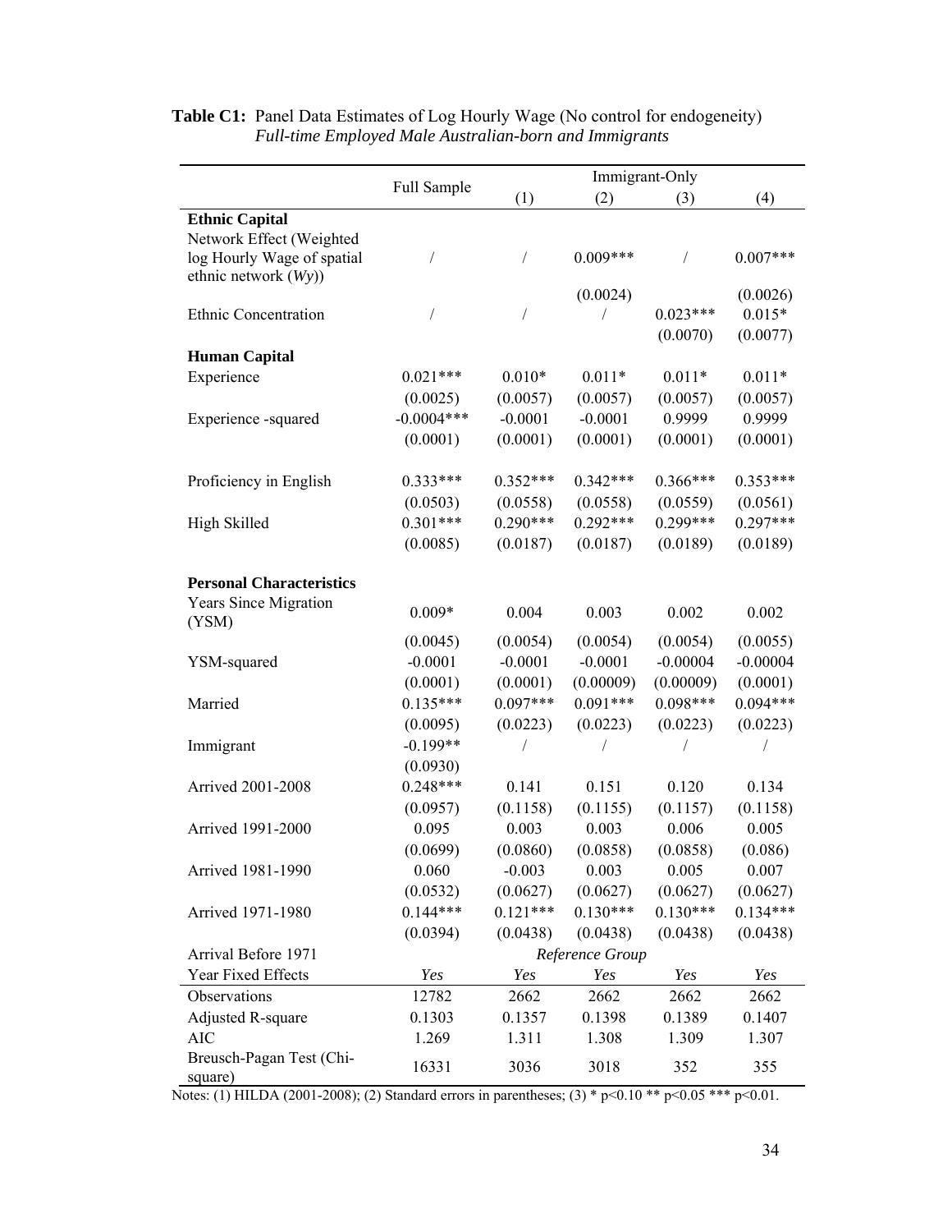**Table C1:** Panel Data Estimates of Log Hourly Wage (No control for endogeneity)
*Full-time Employed Male Australian-born and Immigrants*

| | Full Sample | Immigrant-Only | | | |
|---|---|---|---|---|---|
| | | (1) | (2) | (3) | (4) |
| **Ethnic Capital** | | | | | |
| Network Effect (Weighted log Hourly Wage of spatial ethnic network ($Wy$)) | / | / | 0.009*** | / | 0.007*** |
| | | | (0.0024) | | (0.0026) |
| Ethnic Concentration | / | / | / | 0.023*** | 0.015* |
| | | | | (0.0070) | (0.0077) |
| **Human Capital** | | | | | |
| Experience | 0.021*** | 0.010* | 0.011* | 0.011* | 0.011* |
| | (0.0025) | (0.0057) | (0.0057) | (0.0057) | (0.0057) |
| Experience -squared | -0.0004*** | -0.0001 | -0.0001 | 0.9999 | 0.9999 |
| | (0.0001) | (0.0001) | (0.0001) | (0.0001) | (0.0001) |
| Proficiency in English | 0.333*** | 0.352*** | 0.342*** | 0.366*** | 0.353*** |
| | (0.0503) | (0.0558) | (0.0558) | (0.0559) | (0.0561) |
| High Skilled | 0.301*** | 0.290*** | 0.292*** | 0.299*** | 0.297*** |
| | (0.0085) | (0.0187) | (0.0187) | (0.0189) | (0.0189) |
| **Personal Characteristics** | | | | | |
| Years Since Migration (YSM) | 0.009* | 0.004 | 0.003 | 0.002 | 0.002 |
| | (0.0045) | (0.0054) | (0.0054) | (0.0054) | (0.0055) |
| YSM-squared | -0.0001 | -0.0001 | -0.0001 | -0.00004 | -0.00004 |
| | (0.0001) | (0.0001) | (0.00009) | (0.00009) | (0.0001) |
| Married | 0.135*** | 0.097*** | 0.091*** | 0.098*** | 0.094*** |
| | (0.0095) | (0.0223) | (0.0223) | (0.0223) | (0.0223) |
| Immigrant | -0.199** | / | / | / | / |
| | (0.0930) | | | | |
| Arrived 2001-2008 | 0.248*** | 0.141 | 0.151 | 0.120 | 0.134 |
| | (0.0957) | (0.1158) | (0.1155) | (0.1157) | (0.1158) |
| Arrived 1991-2000 | 0.095 | 0.003 | 0.003 | 0.006 | 0.005 |
| | (0.0699) | (0.0860) | (0.0858) | (0.0858) | (0.086) |
| Arrived 1981-1990 | 0.060 | -0.003 | 0.003 | 0.005 | 0.007 |
| | (0.0532) | (0.0627) | (0.0627) | (0.0627) | (0.0627) |
| Arrived 1971-1980 | 0.144*** | 0.121*** | 0.130*** | 0.130*** | 0.134*** |
| | (0.0394) | (0.0438) | (0.0438) | (0.0438) | (0.0438) |
| Arrival Before 1971 | *Reference Group* | | | | |
| Year Fixed Effects | *Yes* | *Yes* | *Yes* | *Yes* | *Yes* |
| Observations | 12782 | 2662 | 2662 | 2662 | 2662 |
| Adjusted R-square | 0.1303 | 0.1357 | 0.1398 | 0.1389 | 0.1407 |
| AIC | 1.269 | 1.311 | 1.308 | 1.309 | 1.307 |
| Breusch-Pagan Test (Chi-square) | 16331 | 3036 | 3018 | 352 | 355 |

Notes: (1) HILDA (2001-2008); (2) Standard errors in parentheses; (3) * p<0.10 ** p<0.05 *** p<0.01.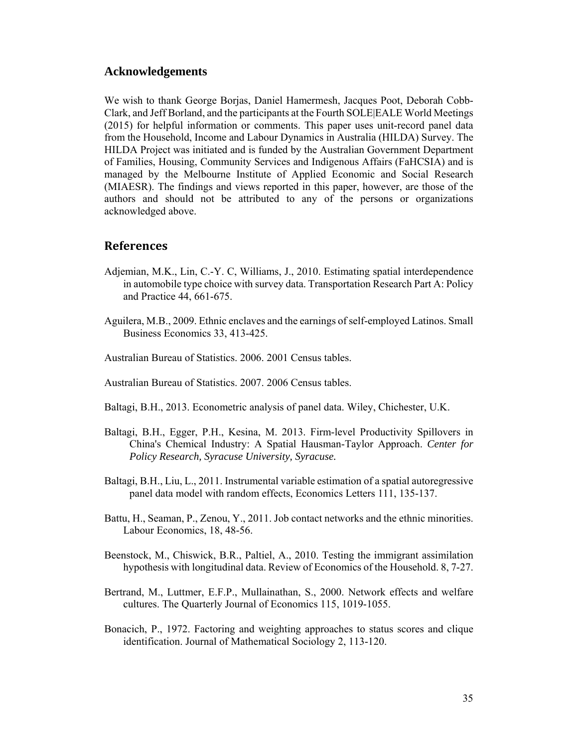## Acknowledgements

We wish to thank George Borjas, Daniel Hamermesh, Jacques Poot, Deborah Cobb-Clark, and Jeff Borland, and the participants at the Fourth SOLE|EALE World Meetings (2015) for helpful information or comments. This paper uses unit-record panel data from the Household, Income and Labour Dynamics in Australia (HILDA) Survey. The HILDA Project was initiated and is funded by the Australian Government Department of Families, Housing, Community Services and Indigenous Affairs (FaHCSIA) and is managed by the Melbourne Institute of Applied Economic and Social Research (MIAESR). The findings and views reported in this paper, however, are those of the authors and should not be attributed to any of the persons or organizations acknowledged above.

## References

Adjemian, M.K., Lin, C.-Y. C, Williams, J., 2010. Estimating spatial interdependence in automobile type choice with survey data. Transportation Research Part A: Policy and Practice 44, 661-675.

Aguilera, M.B., 2009. Ethnic enclaves and the earnings of self-employed Latinos. Small Business Economics 33, 413-425.

Australian Bureau of Statistics. 2006. 2001 Census tables.

Australian Bureau of Statistics. 2007. 2006 Census tables.

Baltagi, B.H., 2013. Econometric analysis of panel data. Wiley, Chichester, U.K.

Baltagi, B.H., Egger, P.H., Kesina, M. 2013. Firm-level Productivity Spillovers in China's Chemical Industry: A Spatial Hausman-Taylor Approach. *Center for Policy Research, Syracuse University, Syracuse.*

Baltagi, B.H., Liu, L., 2011. Instrumental variable estimation of a spatial autoregressive panel data model with random effects, Economics Letters 111, 135-137.

Battu, H., Seaman, P., Zenou, Y., 2011. Job contact networks and the ethnic minorities. Labour Economics, 18, 48-56.

Beenstock, M., Chiswick, B.R., Paltiel, A., 2010. Testing the immigrant assimilation hypothesis with longitudinal data. Review of Economics of the Household. 8, 7-27.

Bertrand, M., Luttmer, E.F.P., Mullainathan, S., 2000. Network effects and welfare cultures. The Quarterly Journal of Economics 115, 1019-1055.

Bonacich, P., 1972. Factoring and weighting approaches to status scores and clique identification. Journal of Mathematical Sociology 2, 113-120.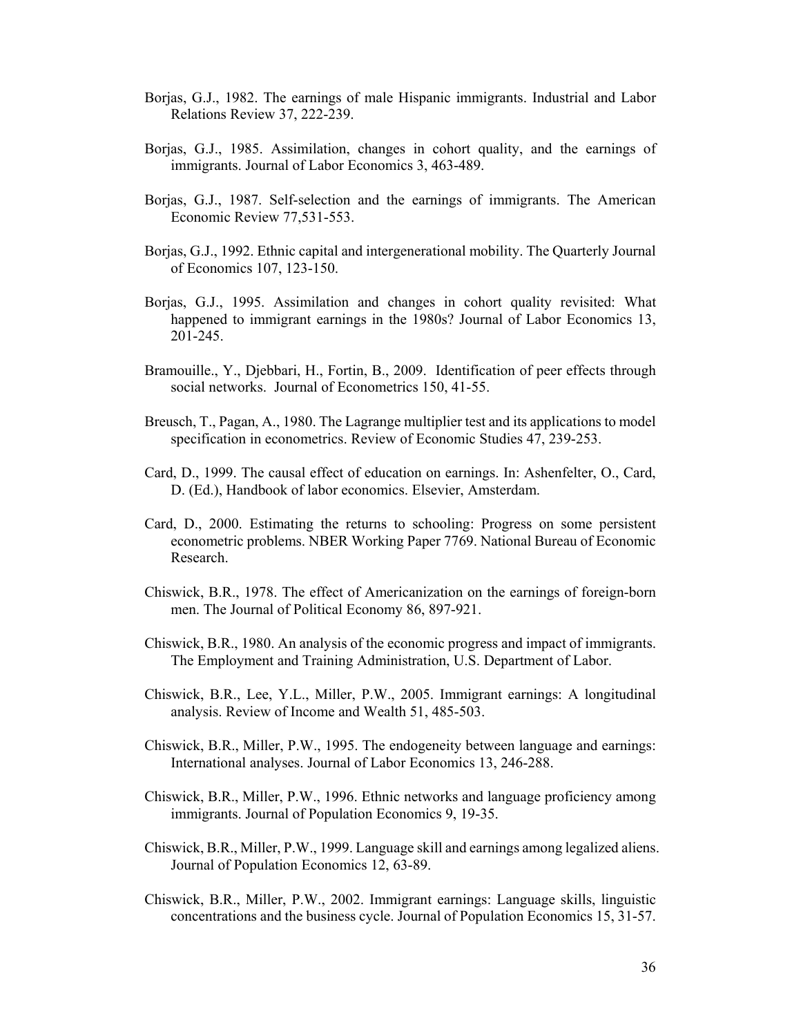Borjas, G.J., 1982. The earnings of male Hispanic immigrants. Industrial and Labor Relations Review 37, 222-239.

Borjas, G.J., 1985. Assimilation, changes in cohort quality, and the earnings of immigrants. Journal of Labor Economics 3, 463-489.

Borjas, G.J., 1987. Self-selection and the earnings of immigrants. The American Economic Review 77,531-553.

Borjas, G.J., 1992. Ethnic capital and intergenerational mobility. The Quarterly Journal of Economics 107, 123-150.

Borjas, G.J., 1995. Assimilation and changes in cohort quality revisited: What happened to immigrant earnings in the 1980s? Journal of Labor Economics 13, 201-245.

Bramouille., Y., Djebbari, H., Fortin, B., 2009. Identification of peer effects through social networks. Journal of Econometrics 150, 41-55.

Breusch, T., Pagan, A., 1980. The Lagrange multiplier test and its applications to model specification in econometrics. Review of Economic Studies 47, 239-253.

Card, D., 1999. The causal effect of education on earnings. In: Ashenfelter, O., Card, D. (Ed.), Handbook of labor economics. Elsevier, Amsterdam.

Card, D., 2000. Estimating the returns to schooling: Progress on some persistent econometric problems. NBER Working Paper 7769. National Bureau of Economic Research.

Chiswick, B.R., 1978. The effect of Americanization on the earnings of foreign-born men. The Journal of Political Economy 86, 897-921.

Chiswick, B.R., 1980. An analysis of the economic progress and impact of immigrants. The Employment and Training Administration, U.S. Department of Labor.

Chiswick, B.R., Lee, Y.L., Miller, P.W., 2005. Immigrant earnings: A longitudinal analysis. Review of Income and Wealth 51, 485-503.

Chiswick, B.R., Miller, P.W., 1995. The endogeneity between language and earnings: International analyses. Journal of Labor Economics 13, 246-288.

Chiswick, B.R., Miller, P.W., 1996. Ethnic networks and language proficiency among immigrants. Journal of Population Economics 9, 19-35.

Chiswick, B.R., Miller, P.W., 1999. Language skill and earnings among legalized aliens. Journal of Population Economics 12, 63-89.

Chiswick, B.R., Miller, P.W., 2002. Immigrant earnings: Language skills, linguistic concentrations and the business cycle. Journal of Population Economics 15, 31-57.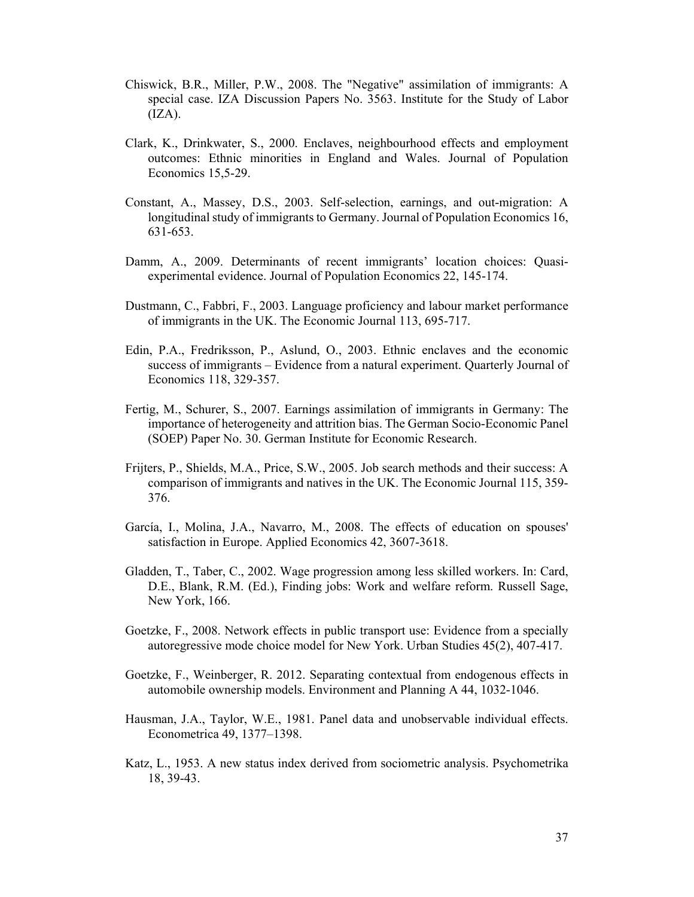Chiswick, B.R., Miller, P.W., 2008. The "Negative" assimilation of immigrants: A special case. IZA Discussion Papers No. 3563. Institute for the Study of Labor (IZA).

Clark, K., Drinkwater, S., 2000. Enclaves, neighbourhood effects and employment outcomes: Ethnic minorities in England and Wales. Journal of Population Economics 15,5-29.

Constant, A., Massey, D.S., 2003. Self-selection, earnings, and out-migration: A longitudinal study of immigrants to Germany. Journal of Population Economics 16, 631-653.

Damm, A., 2009. Determinants of recent immigrants' location choices: Quasi-experimental evidence. Journal of Population Economics 22, 145-174.

Dustmann, C., Fabbri, F., 2003. Language proficiency and labour market performance of immigrants in the UK. The Economic Journal 113, 695-717.

Edin, P.A., Fredriksson, P., Aslund, O., 2003. Ethnic enclaves and the economic success of immigrants – Evidence from a natural experiment. Quarterly Journal of Economics 118, 329-357.

Fertig, M., Schurer, S., 2007. Earnings assimilation of immigrants in Germany: The importance of heterogeneity and attrition bias. The German Socio-Economic Panel (SOEP) Paper No. 30. German Institute for Economic Research.

Frijters, P., Shields, M.A., Price, S.W., 2005. Job search methods and their success: A comparison of immigrants and natives in the UK. The Economic Journal 115, 359-376.

García, I., Molina, J.A., Navarro, M., 2008. The effects of education on spouses' satisfaction in Europe. Applied Economics 42, 3607-3618.

Gladden, T., Taber, C., 2002. Wage progression among less skilled workers. In: Card, D.E., Blank, R.M. (Ed.), Finding jobs: Work and welfare reform. Russell Sage, New York, 166.

Goetzke, F., 2008. Network effects in public transport use: Evidence from a specially autoregressive mode choice model for New York. Urban Studies 45(2), 407-417.

Goetzke, F., Weinberger, R. 2012. Separating contextual from endogenous effects in automobile ownership models. Environment and Planning A 44, 1032-1046.

Hausman, J.A., Taylor, W.E., 1981. Panel data and unobservable individual effects. Econometrica 49, 1377–1398.

Katz, L., 1953. A new status index derived from sociometric analysis. Psychometrika 18, 39-43.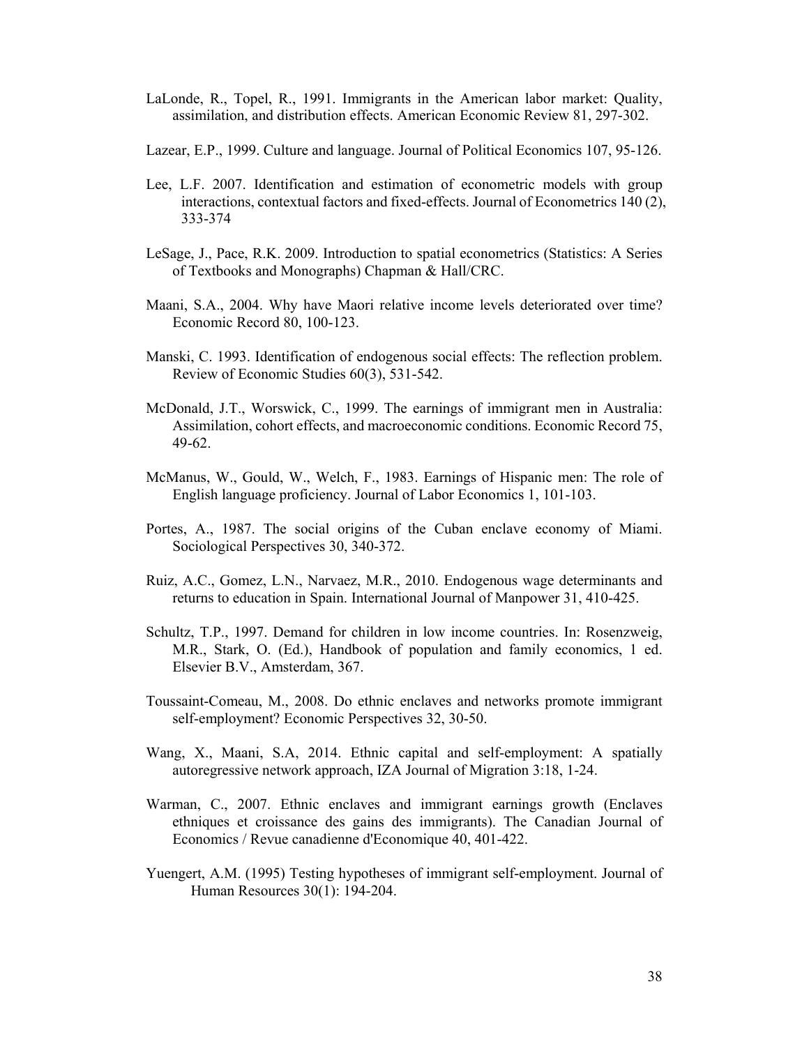LaLonde, R., Topel, R., 1991. Immigrants in the American labor market: Quality, assimilation, and distribution effects. American Economic Review 81, 297-302.

Lazear, E.P., 1999. Culture and language. Journal of Political Economics 107, 95-126.

Lee, L.F. 2007. Identification and estimation of econometric models with group interactions, contextual factors and fixed-effects. Journal of Econometrics 140 (2), 333-374

LeSage, J., Pace, R.K. 2009. Introduction to spatial econometrics (Statistics: A Series of Textbooks and Monographs) Chapman & Hall/CRC.

Maani, S.A., 2004. Why have Maori relative income levels deteriorated over time? Economic Record 80, 100-123.

Manski, C. 1993. Identification of endogenous social effects: The reflection problem. Review of Economic Studies 60(3), 531-542.

McDonald, J.T., Worswick, C., 1999. The earnings of immigrant men in Australia: Assimilation, cohort effects, and macroeconomic conditions. Economic Record 75, 49-62.

McManus, W., Gould, W., Welch, F., 1983. Earnings of Hispanic men: The role of English language proficiency. Journal of Labor Economics 1, 101-103.

Portes, A., 1987. The social origins of the Cuban enclave economy of Miami. Sociological Perspectives 30, 340-372.

Ruiz, A.C., Gomez, L.N., Narvaez, M.R., 2010. Endogenous wage determinants and returns to education in Spain. International Journal of Manpower 31, 410-425.

Schultz, T.P., 1997. Demand for children in low income countries. In: Rosenzweig, M.R., Stark, O. (Ed.), Handbook of population and family economics, 1 ed. Elsevier B.V., Amsterdam, 367.

Toussaint-Comeau, M., 2008. Do ethnic enclaves and networks promote immigrant self-employment? Economic Perspectives 32, 30-50.

Wang, X., Maani, S.A, 2014. Ethnic capital and self-employment: A spatially autoregressive network approach, IZA Journal of Migration 3:18, 1-24.

Warman, C., 2007. Ethnic enclaves and immigrant earnings growth (Enclaves ethniques et croissance des gains des immigrants). The Canadian Journal of Economics / Revue canadienne d'Economique 40, 401-422.

Yuengert, A.M. (1995) Testing hypotheses of immigrant self-employment. Journal of Human Resources 30(1): 194-204.